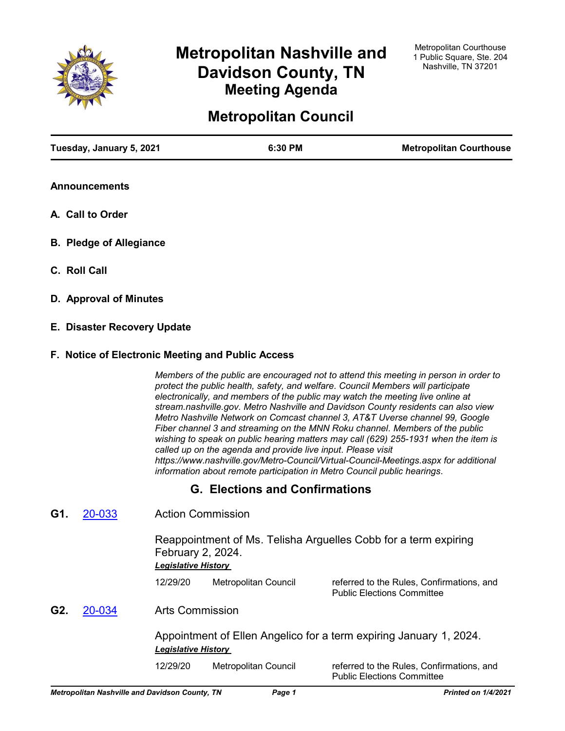# Metropolitan Nashville and Davidson County, TN
## Meeting Agenda

Metropolitan Courthouse
1 Public Square, Ste. 204
Nashville, TN 37201

# Metropolitan Council

**Tuesday, January 5, 2021** | **6:30 PM** | **Metropolitan Courthouse**

### Announcements

### A. Call to Order

### B. Pledge of Allegiance

### C. Roll Call

### D. Approval of Minutes

### E. Disaster Recovery Update

### F. Notice of Electronic Meeting and Public Access

*Members of the public are encouraged not to attend this meeting in person in order to protect the public health, safety, and welfare. Council Members will participate electronically, and members of the public may watch the meeting live online at stream.nashville.gov. Metro Nashville and Davidson County residents can also view Metro Nashville Network on Comcast channel 3, AT&T Uverse channel 99, Google Fiber channel 3 and streaming on the MNN Roku channel. Members of the public wishing to speak on public hearing matters may call (629) 255-1931 when the item is called up on the agenda and provide live input. Please visit https://www.nashville.gov/Metro-Council/Virtual-Council-Meetings.aspx for additional information about remote participation in Metro Council public hearings.*

## G. Elections and Confirmations

**G1.** 20-033 Action Commission

Reappointment of Ms. Telisha Arguelles Cobb for a term expiring February 2, 2024.

***Legislative History***

| | | |
|---|---|---|
| 12/29/20 | Metropolitan Council | referred to the Rules, Confirmations, and Public Elections Committee |

**G2.** 20-034 Arts Commission

Appointment of Ellen Angelico for a term expiring January 1, 2024.

***Legislative History***

| | | |
|---|---|---|
| 12/29/20 | Metropolitan Council | referred to the Rules, Confirmations, and Public Elections Committee |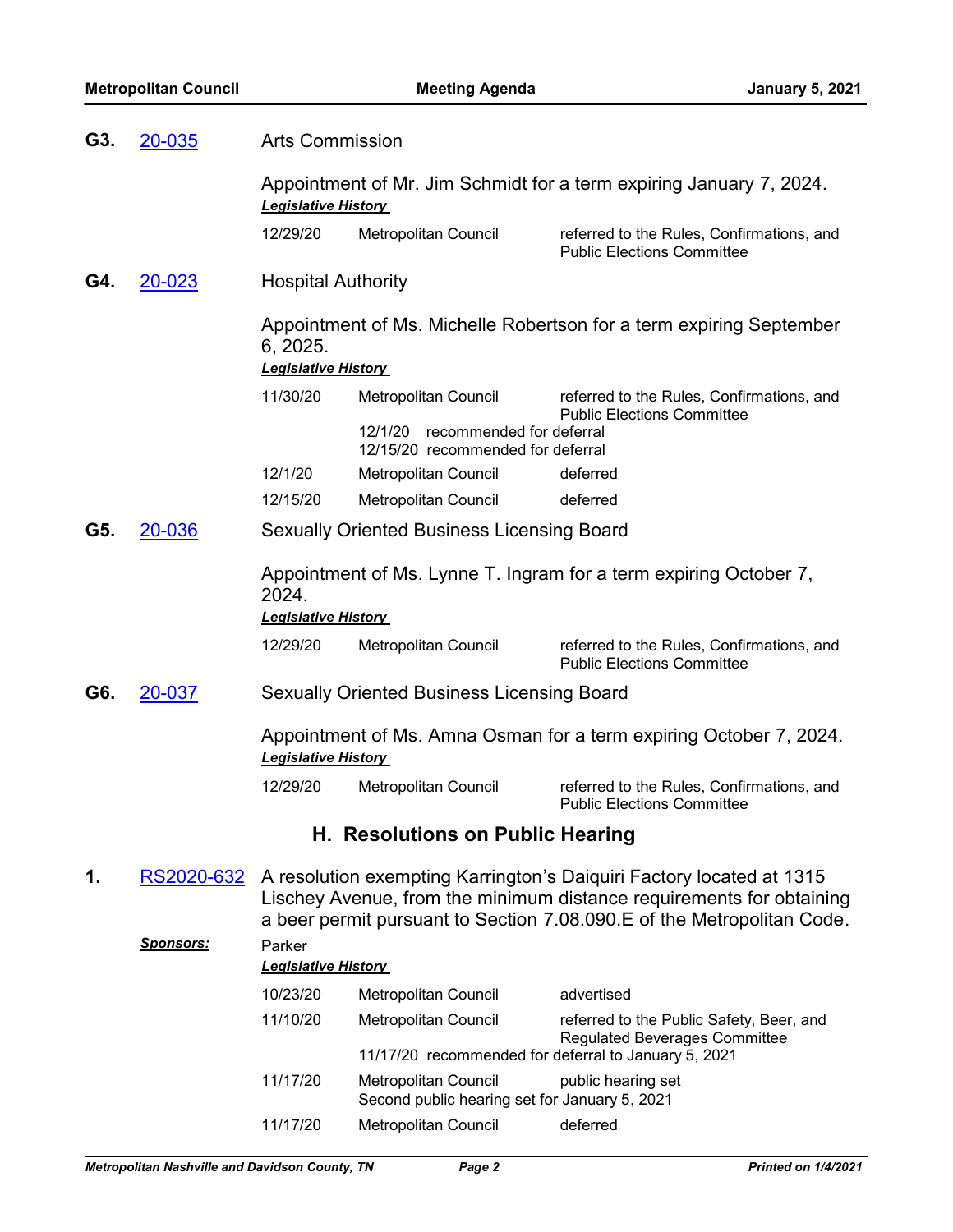**G3.** 20-035 Arts Commission

Appointment of Mr. Jim Schmidt for a term expiring January 7, 2024.

***Legislative History***

| | | |
|---|---|---|
| 12/29/20 | Metropolitan Council | referred to the Rules, Confirmations, and Public Elections Committee |

**G4.** 20-023 Hospital Authority

Appointment of Ms. Michelle Robertson for a term expiring September 6, 2025.

***Legislative History***

| | | |
|---|---|---|
| 11/30/20 | Metropolitan Council | referred to the Rules, Confirmations, and Public Elections Committee |
| | 12/1/20 recommended for deferral | |
| | 12/15/20 recommended for deferral | |
| 12/1/20 | Metropolitan Council | deferred |
| 12/15/20 | Metropolitan Council | deferred |

**G5.** 20-036 Sexually Oriented Business Licensing Board

Appointment of Ms. Lynne T. Ingram for a term expiring October 7, 2024.

***Legislative History***

| | | |
|---|---|---|
| 12/29/20 | Metropolitan Council | referred to the Rules, Confirmations, and Public Elections Committee |

**G6.** 20-037 Sexually Oriented Business Licensing Board

Appointment of Ms. Amna Osman for a term expiring October 7, 2024.

***Legislative History***

| | | |
|---|---|---|
| 12/29/20 | Metropolitan Council | referred to the Rules, Confirmations, and Public Elections Committee |

## H. Resolutions on Public Hearing

**1.** RS2020-632 A resolution exempting Karrington's Daiquiri Factory located at 1315 Lischey Avenue, from the minimum distance requirements for obtaining a beer permit pursuant to Section 7.08.090.E of the Metropolitan Code.

***Sponsors:*** Parker

***Legislative History***

| | | |
|---|---|---|
| 10/23/20 | Metropolitan Council | advertised |
| 11/10/20 | Metropolitan Council | referred to the Public Safety, Beer, and Regulated Beverages Committee |
| | 11/17/20 recommended for deferral to January 5, 2021 | |
| 11/17/20 | Metropolitan Council | public hearing set |
| | Second public hearing set for January 5, 2021 | |
| 11/17/20 | Metropolitan Council | deferred |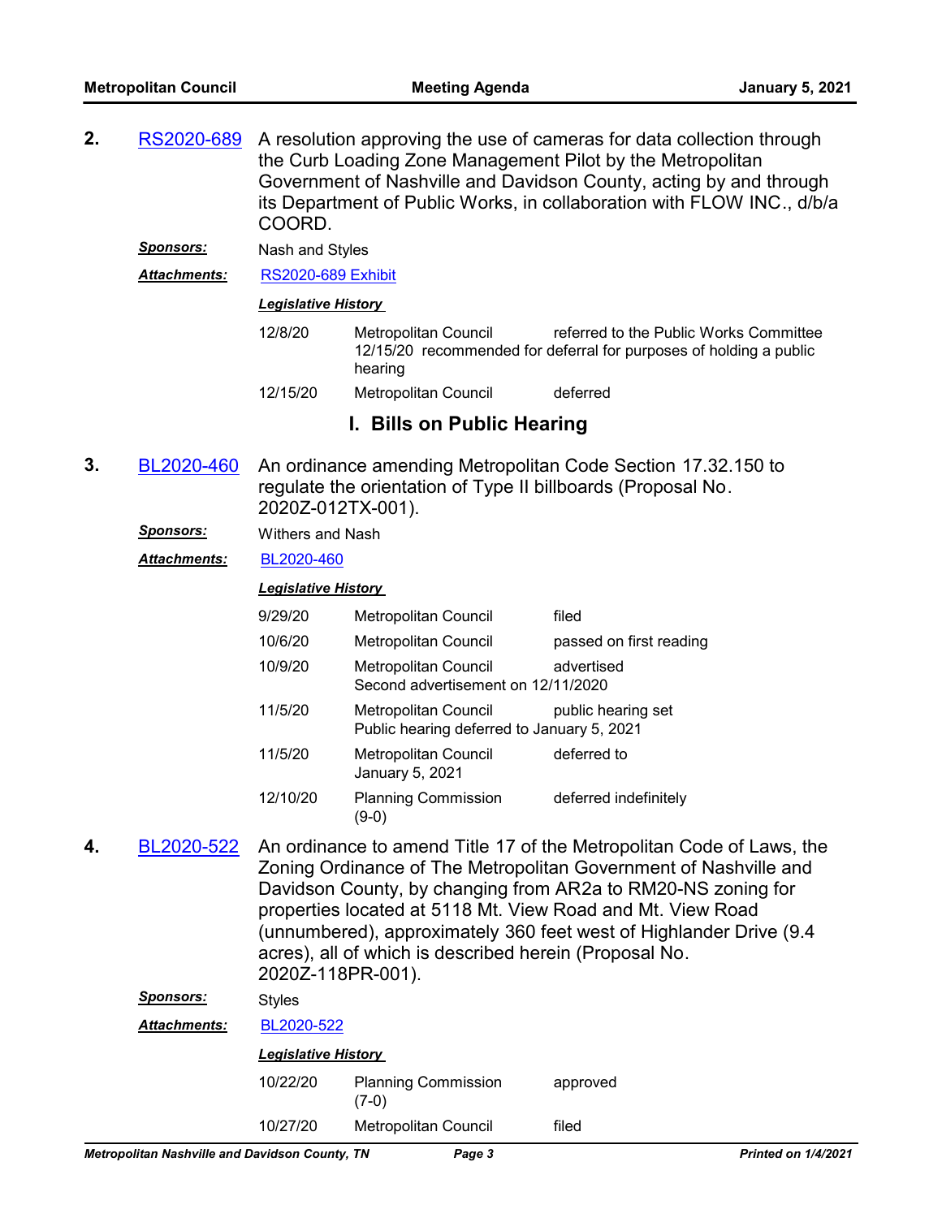**2.** RS2020-689 A resolution approving the use of cameras for data collection through the Curb Loading Zone Management Pilot by the Metropolitan Government of Nashville and Davidson County, acting by and through its Department of Public Works, in collaboration with FLOW INC., d/b/a COORD.

***Sponsors:*** Nash and Styles

***Attachments:*** RS2020-689 Exhibit

***Legislative History***

| | | |
|---|---|---|
| 12/8/20 | Metropolitan Council | referred to the Public Works Committee |
| | 12/15/20 recommended for deferral for purposes of holding a public hearing | |
| 12/15/20 | Metropolitan Council | deferred |

## I. Bills on Public Hearing

**3.** BL2020-460 An ordinance amending Metropolitan Code Section 17.32.150 to regulate the orientation of Type II billboards (Proposal No. 2020Z-012TX-001).

***Sponsors:*** Withers and Nash

***Attachments:*** BL2020-460

***Legislative History***

| | | |
|---|---|---|
| 9/29/20 | Metropolitan Council | filed |
| 10/6/20 | Metropolitan Council | passed on first reading |
| 10/9/20 | Metropolitan Council<br>Second advertisement on 12/11/2020 | advertised |
| 11/5/20 | Metropolitan Council<br>Public hearing deferred to January 5, 2021 | public hearing set |
| 11/5/20 | Metropolitan Council<br>January 5, 2021 | deferred to |
| 12/10/20 | Planning Commission<br>(9-0) | deferred indefinitely |

**4.** BL2020-522 An ordinance to amend Title 17 of the Metropolitan Code of Laws, the Zoning Ordinance of The Metropolitan Government of Nashville and Davidson County, by changing from AR2a to RM20-NS zoning for properties located at 5118 Mt. View Road and Mt. View Road (unnumbered), approximately 360 feet west of Highlander Drive (9.4 acres), all of which is described herein (Proposal No. 2020Z-118PR-001).

***Sponsors:*** Styles

***Attachments:*** BL2020-522

***Legislative History***

| | | |
|---|---|---|
| 10/22/20 | Planning Commission<br>(7-0) | approved |
| 10/27/20 | Metropolitan Council | filed |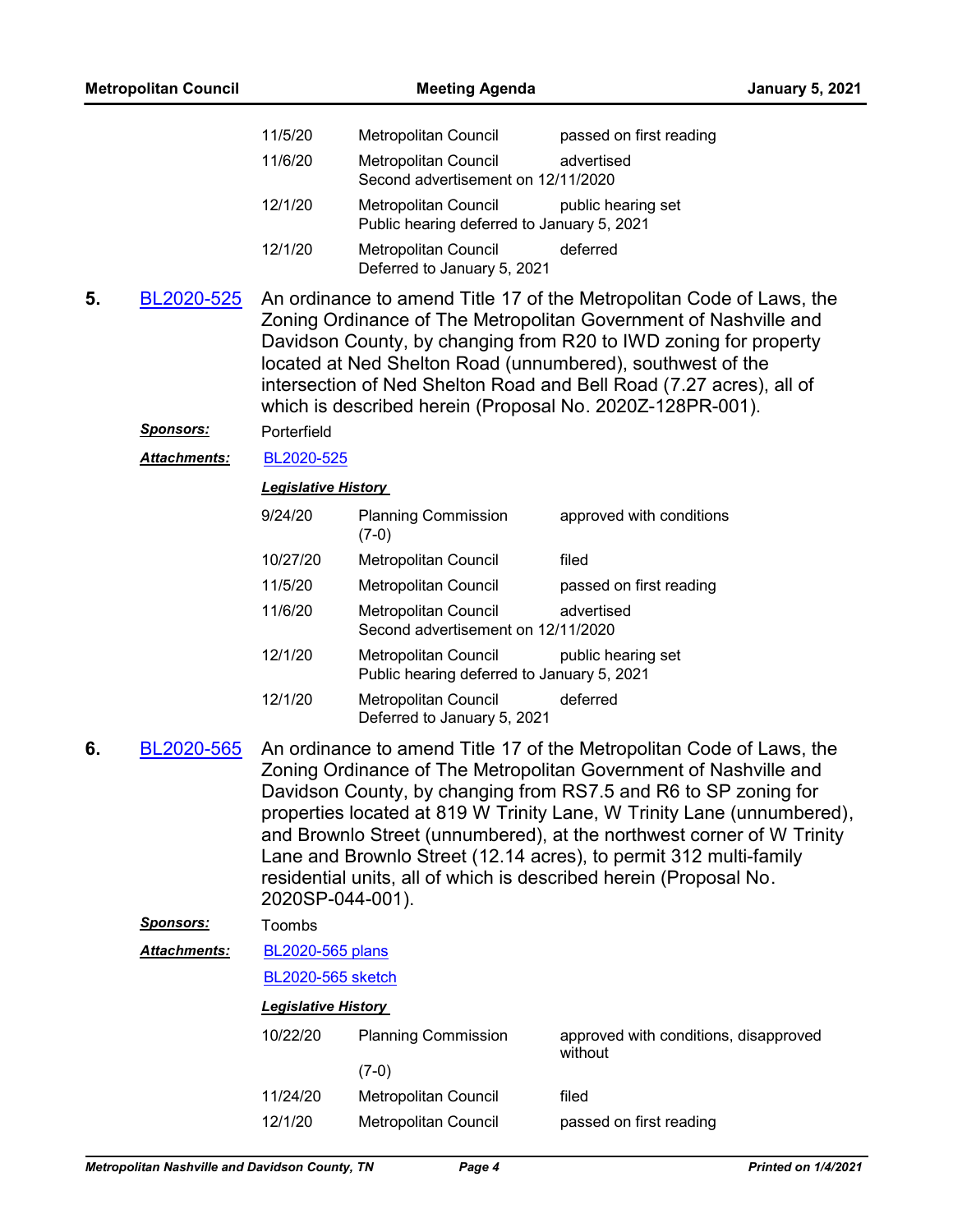| | | |
|---|---|---|
| 11/5/20 | Metropolitan Council | passed on first reading |
| 11/6/20 | Metropolitan Council<br>Second advertisement on 12/11/2020 | advertised |
| 12/1/20 | Metropolitan Council<br>Public hearing deferred to January 5, 2021 | public hearing set |
| 12/1/20 | Metropolitan Council<br>Deferred to January 5, 2021 | deferred |

**5.** BL2020-525 An ordinance to amend Title 17 of the Metropolitan Code of Laws, the Zoning Ordinance of The Metropolitan Government of Nashville and Davidson County, by changing from R20 to IWD zoning for property located at Ned Shelton Road (unnumbered), southwest of the intersection of Ned Shelton Road and Bell Road (7.27 acres), all of which is described herein (Proposal No. 2020Z-128PR-001).

***Sponsors:*** Porterfield

***Attachments:*** BL2020-525

***Legislative History***

| | | |
|---|---|---|
| 9/24/20 | Planning Commission (7-0) | approved with conditions |
| 10/27/20 | Metropolitan Council | filed |
| 11/5/20 | Metropolitan Council | passed on first reading |
| 11/6/20 | Metropolitan Council<br>Second advertisement on 12/11/2020 | advertised |
| 12/1/20 | Metropolitan Council<br>Public hearing deferred to January 5, 2021 | public hearing set |
| 12/1/20 | Metropolitan Council<br>Deferred to January 5, 2021 | deferred |

**6.** BL2020-565 An ordinance to amend Title 17 of the Metropolitan Code of Laws, the Zoning Ordinance of The Metropolitan Government of Nashville and Davidson County, by changing from RS7.5 and R6 to SP zoning for properties located at 819 W Trinity Lane, W Trinity Lane (unnumbered), and Brownlo Street (unnumbered), at the northwest corner of W Trinity Lane and Brownlo Street (12.14 acres), to permit 312 multi-family residential units, all of which is described herein (Proposal No. 2020SP-044-001).

***Sponsors:*** Toombs

***Attachments:*** BL2020-565 plans

BL2020-565 sketch

***Legislative History***

| | | |
|---|---|---|
| 10/22/20 | Planning Commission (7-0) | approved with conditions, disapproved without |
| 11/24/20 | Metropolitan Council | filed |
| 12/1/20 | Metropolitan Council | passed on first reading |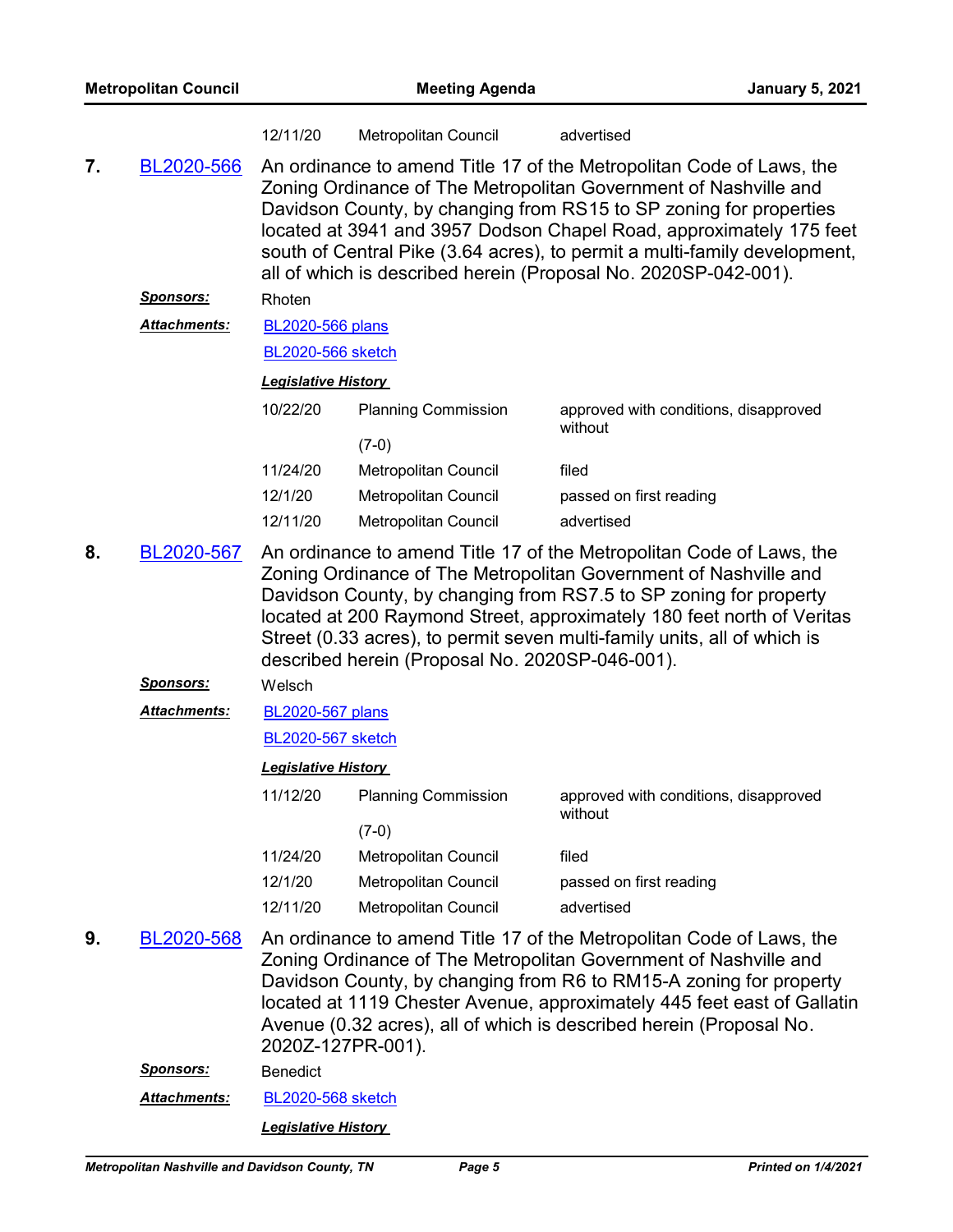| 12/11/20 | Metropolitan Council | advertised |
|---|---|---|

**7.** BL2020-566 An ordinance to amend Title 17 of the Metropolitan Code of Laws, the Zoning Ordinance of The Metropolitan Government of Nashville and Davidson County, by changing from RS15 to SP zoning for properties located at 3941 and 3957 Dodson Chapel Road, approximately 175 feet south of Central Pike (3.64 acres), to permit a multi-family development, all of which is described herein (Proposal No. 2020SP-042-001).

***Sponsors:*** Rhoten

***Attachments:*** BL2020-566 plans
BL2020-566 sketch

***Legislative History***

| Date | Body | Action |
|---|---|---|
| 10/22/20 | Planning Commission (7-0) | approved with conditions, disapproved without |
| 11/24/20 | Metropolitan Council | filed |
| 12/1/20 | Metropolitan Council | passed on first reading |
| 12/11/20 | Metropolitan Council | advertised |

**8.** BL2020-567 An ordinance to amend Title 17 of the Metropolitan Code of Laws, the Zoning Ordinance of The Metropolitan Government of Nashville and Davidson County, by changing from RS7.5 to SP zoning for property located at 200 Raymond Street, approximately 180 feet north of Veritas Street (0.33 acres), to permit seven multi-family units, all of which is described herein (Proposal No. 2020SP-046-001).

***Sponsors:*** Welsch

***Attachments:*** BL2020-567 plans
BL2020-567 sketch

***Legislative History***

| Date | Body | Action |
|---|---|---|
| 11/12/20 | Planning Commission (7-0) | approved with conditions, disapproved without |
| 11/24/20 | Metropolitan Council | filed |
| 12/1/20 | Metropolitan Council | passed on first reading |
| 12/11/20 | Metropolitan Council | advertised |

**9.** BL2020-568 An ordinance to amend Title 17 of the Metropolitan Code of Laws, the Zoning Ordinance of The Metropolitan Government of Nashville and Davidson County, by changing from R6 to RM15-A zoning for property located at 1119 Chester Avenue, approximately 445 feet east of Gallatin Avenue (0.32 acres), all of which is described herein (Proposal No. 2020Z-127PR-001).

***Sponsors:*** Benedict

***Attachments:*** BL2020-568 sketch

***Legislative History***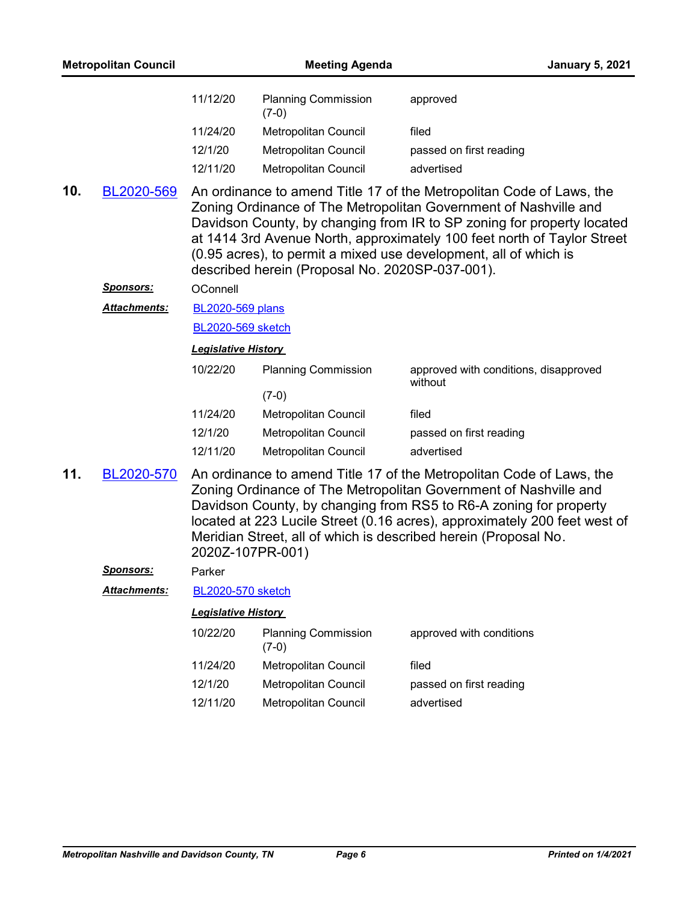| | | |
|---|---|---|
| 11/12/20 | Planning Commission (7-0) | approved |
| 11/24/20 | Metropolitan Council | filed |
| 12/1/20 | Metropolitan Council | passed on first reading |
| 12/11/20 | Metropolitan Council | advertised |

**10.** BL2020-569 An ordinance to amend Title 17 of the Metropolitan Code of Laws, the Zoning Ordinance of The Metropolitan Government of Nashville and Davidson County, by changing from IR to SP zoning for property located at 1414 3rd Avenue North, approximately 100 feet north of Taylor Street (0.95 acres), to permit a mixed use development, all of which is described herein (Proposal No. 2020SP-037-001).

***Sponsors:*** OConnell

***Attachments:*** BL2020-569 plans

BL2020-569 sketch

***Legislative History***

| | | |
|---|---|---|
| 10/22/20 | Planning Commission (7-0) | approved with conditions, disapproved without |
| 11/24/20 | Metropolitan Council | filed |
| 12/1/20 | Metropolitan Council | passed on first reading |
| 12/11/20 | Metropolitan Council | advertised |

**11.** BL2020-570 An ordinance to amend Title 17 of the Metropolitan Code of Laws, the Zoning Ordinance of The Metropolitan Government of Nashville and Davidson County, by changing from RS5 to R6-A zoning for property located at 223 Lucile Street (0.16 acres), approximately 200 feet west of Meridian Street, all of which is described herein (Proposal No. 2020Z-107PR-001)

***Sponsors:*** Parker

***Attachments:*** BL2020-570 sketch

***Legislative History***

| | | |
|---|---|---|
| 10/22/20 | Planning Commission (7-0) | approved with conditions |
| 11/24/20 | Metropolitan Council | filed |
| 12/1/20 | Metropolitan Council | passed on first reading |
| 12/11/20 | Metropolitan Council | advertised |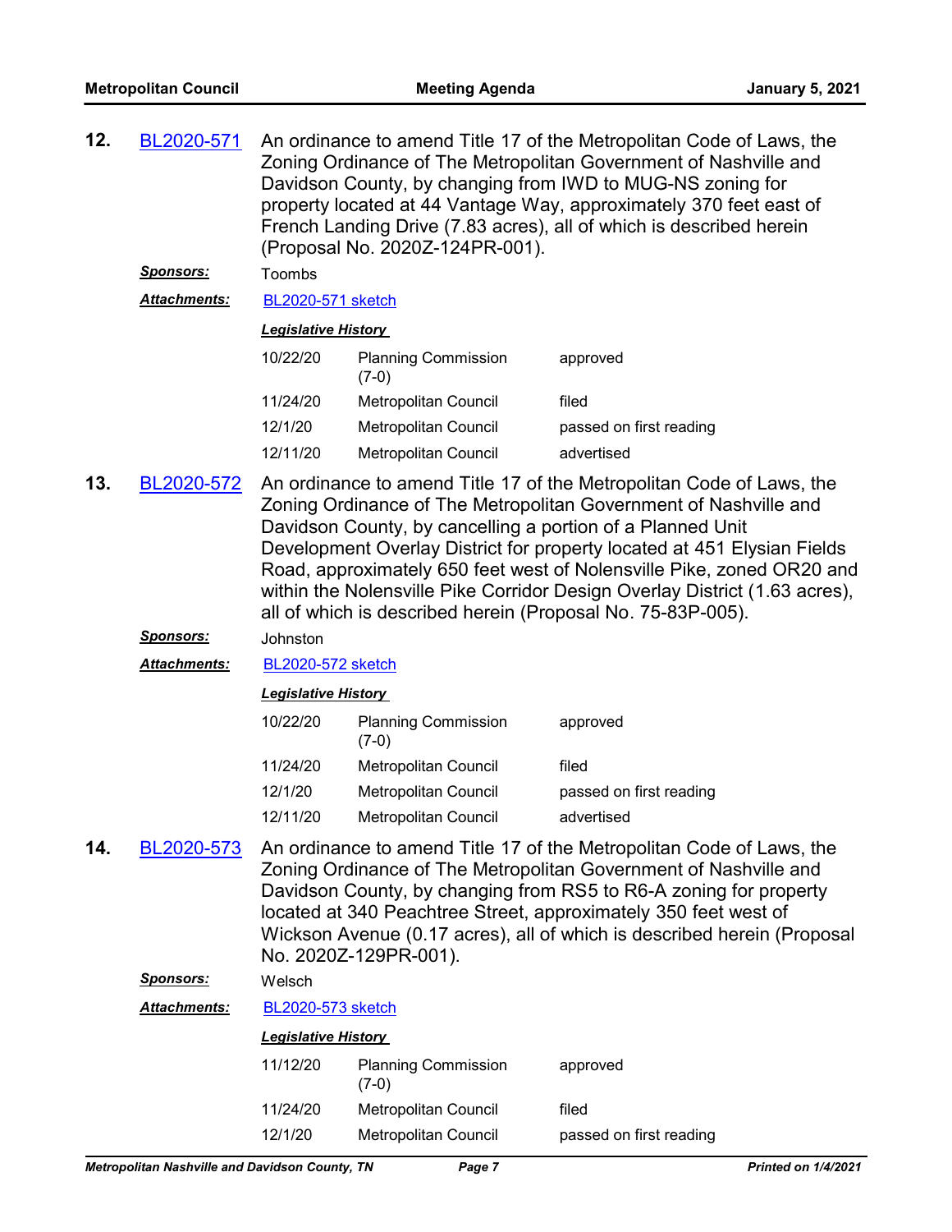**12.** BL2020-571 An ordinance to amend Title 17 of the Metropolitan Code of Laws, the Zoning Ordinance of The Metropolitan Government of Nashville and Davidson County, by changing from IWD to MUG-NS zoning for property located at 44 Vantage Way, approximately 370 feet east of French Landing Drive (7.83 acres), all of which is described herein (Proposal No. 2020Z-124PR-001).

***Sponsors:*** Toombs

***Attachments:*** BL2020-571 sketch

***Legislative History***

| | | |
|---|---|---|
| 10/22/20 | Planning Commission (7-0) | approved |
| 11/24/20 | Metropolitan Council | filed |
| 12/1/20 | Metropolitan Council | passed on first reading |
| 12/11/20 | Metropolitan Council | advertised |

**13.** BL2020-572 An ordinance to amend Title 17 of the Metropolitan Code of Laws, the Zoning Ordinance of The Metropolitan Government of Nashville and Davidson County, by cancelling a portion of a Planned Unit Development Overlay District for property located at 451 Elysian Fields Road, approximately 650 feet west of Nolensville Pike, zoned OR20 and within the Nolensville Pike Corridor Design Overlay District (1.63 acres), all of which is described herein (Proposal No. 75-83P-005).

***Sponsors:*** Johnston

***Attachments:*** BL2020-572 sketch

***Legislative History***

| | | |
|---|---|---|
| 10/22/20 | Planning Commission (7-0) | approved |
| 11/24/20 | Metropolitan Council | filed |
| 12/1/20 | Metropolitan Council | passed on first reading |
| 12/11/20 | Metropolitan Council | advertised |

**14.** BL2020-573 An ordinance to amend Title 17 of the Metropolitan Code of Laws, the Zoning Ordinance of The Metropolitan Government of Nashville and Davidson County, by changing from RS5 to R6-A zoning for property located at 340 Peachtree Street, approximately 350 feet west of Wickson Avenue (0.17 acres), all of which is described herein (Proposal No. 2020Z-129PR-001).

***Sponsors:*** Welsch

***Attachments:*** BL2020-573 sketch

***Legislative History***

| | | |
|---|---|---|
| 11/12/20 | Planning Commission (7-0) | approved |
| 11/24/20 | Metropolitan Council | filed |
| 12/1/20 | Metropolitan Council | passed on first reading |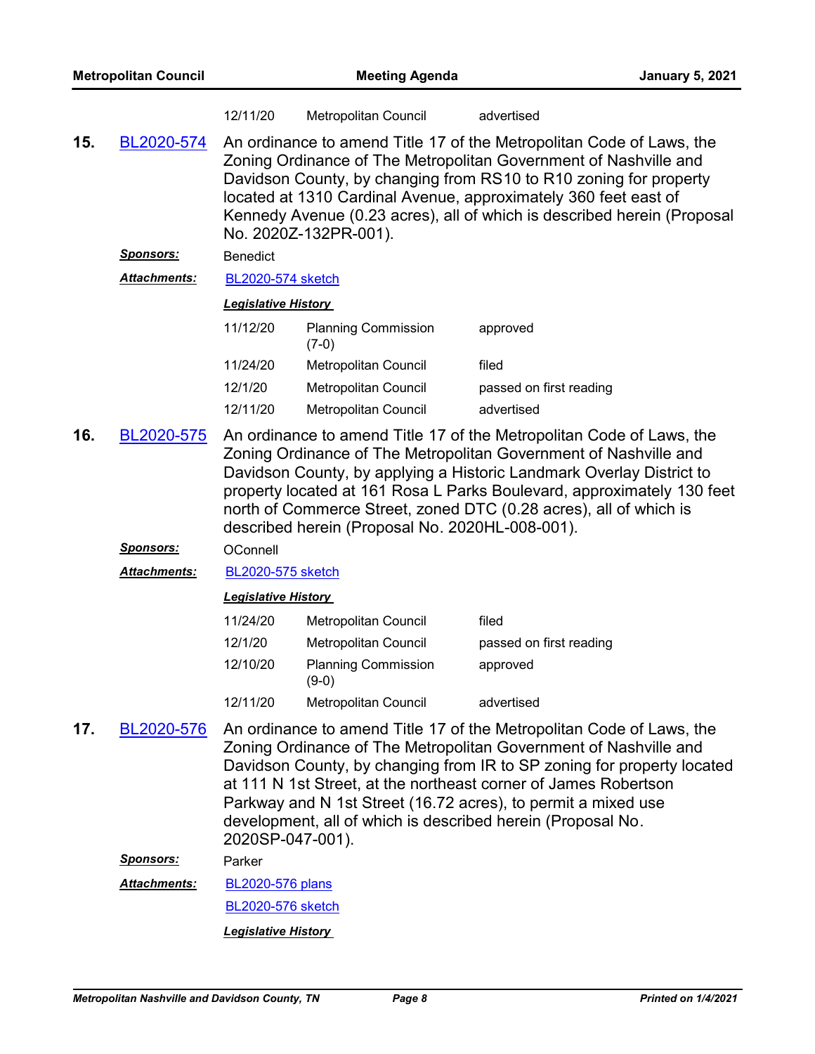| | | |
|---|---|---|
| 12/11/20 | Metropolitan Council | advertised |

**15.** BL2020-574 An ordinance to amend Title 17 of the Metropolitan Code of Laws, the Zoning Ordinance of The Metropolitan Government of Nashville and Davidson County, by changing from RS10 to R10 zoning for property located at 1310 Cardinal Avenue, approximately 360 feet east of Kennedy Avenue (0.23 acres), all of which is described herein (Proposal No. 2020Z-132PR-001).

***Sponsors:*** Benedict

***Attachments:*** BL2020-574 sketch

***Legislative History***

| | | |
|---|---|---|
| 11/12/20 | Planning Commission (7-0) | approved |
| 11/24/20 | Metropolitan Council | filed |
| 12/1/20 | Metropolitan Council | passed on first reading |
| 12/11/20 | Metropolitan Council | advertised |

**16.** BL2020-575 An ordinance to amend Title 17 of the Metropolitan Code of Laws, the Zoning Ordinance of The Metropolitan Government of Nashville and Davidson County, by applying a Historic Landmark Overlay District to property located at 161 Rosa L Parks Boulevard, approximately 130 feet north of Commerce Street, zoned DTC (0.28 acres), all of which is described herein (Proposal No. 2020HL-008-001).

***Sponsors:*** OConnell

***Attachments:*** BL2020-575 sketch

***Legislative History***

| | | |
|---|---|---|
| 11/24/20 | Metropolitan Council | filed |
| 12/1/20 | Metropolitan Council | passed on first reading |
| 12/10/20 | Planning Commission (9-0) | approved |
| 12/11/20 | Metropolitan Council | advertised |

**17.** BL2020-576 An ordinance to amend Title 17 of the Metropolitan Code of Laws, the Zoning Ordinance of The Metropolitan Government of Nashville and Davidson County, by changing from IR to SP zoning for property located at 111 N 1st Street, at the northeast corner of James Robertson Parkway and N 1st Street (16.72 acres), to permit a mixed use development, all of which is described herein (Proposal No. 2020SP-047-001).

***Sponsors:*** Parker

***Attachments:*** BL2020-576 plans

BL2020-576 sketch

***Legislative History***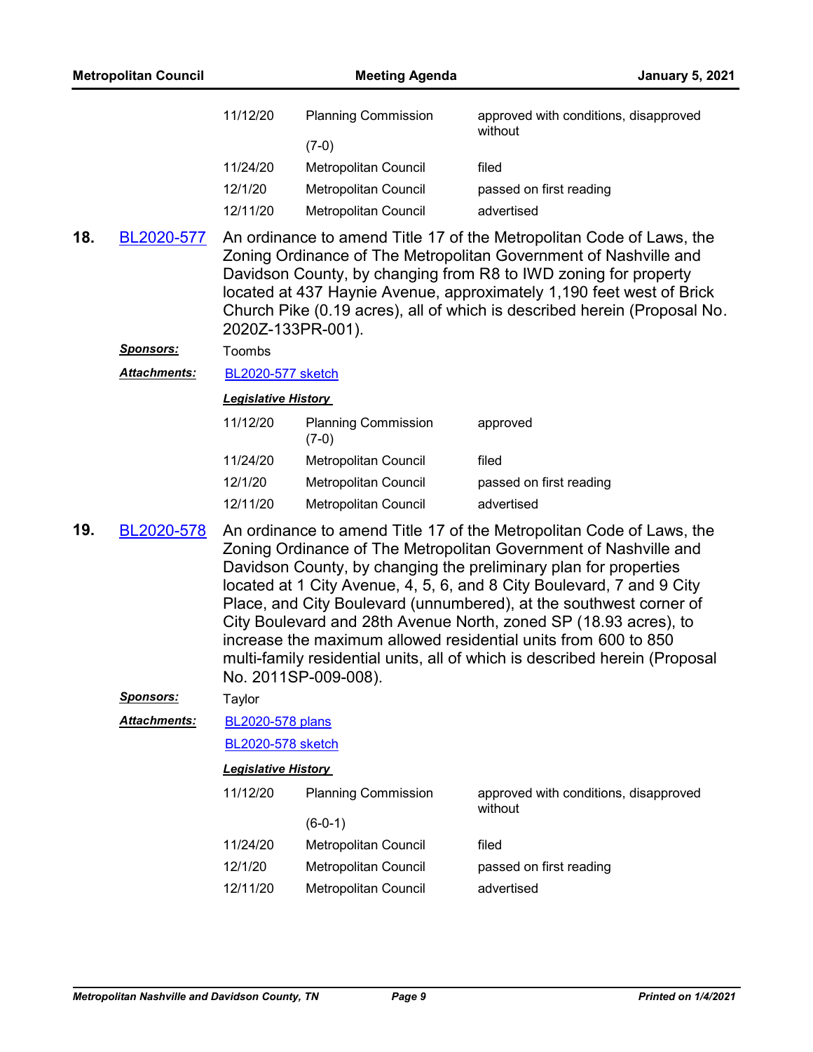| | | |
|---|---|---|
| 11/12/20 | Planning Commission (7-0) | approved with conditions, disapproved without |
| 11/24/20 | Metropolitan Council | filed |
| 12/1/20 | Metropolitan Council | passed on first reading |
| 12/11/20 | Metropolitan Council | advertised |

**18. BL2020-577** An ordinance to amend Title 17 of the Metropolitan Code of Laws, the Zoning Ordinance of The Metropolitan Government of Nashville and Davidson County, by changing from R8 to IWD zoning for property located at 437 Haynie Avenue, approximately 1,190 feet west of Brick Church Pike (0.19 acres), all of which is described herein (Proposal No. 2020Z-133PR-001).

***Sponsors:*** Toombs

***Attachments:*** BL2020-577 sketch

***Legislative History***

| | | |
|---|---|---|
| 11/12/20 | Planning Commission (7-0) | approved |
| 11/24/20 | Metropolitan Council | filed |
| 12/1/20 | Metropolitan Council | passed on first reading |
| 12/11/20 | Metropolitan Council | advertised |

**19. BL2020-578** An ordinance to amend Title 17 of the Metropolitan Code of Laws, the Zoning Ordinance of The Metropolitan Government of Nashville and Davidson County, by changing the preliminary plan for properties located at 1 City Avenue, 4, 5, 6, and 8 City Boulevard, 7 and 9 City Place, and City Boulevard (unnumbered), at the southwest corner of City Boulevard and 28th Avenue North, zoned SP (18.93 acres), to increase the maximum allowed residential units from 600 to 850 multi-family residential units, all of which is described herein (Proposal No. 2011SP-009-008).

***Sponsors:*** Taylor

***Attachments:*** BL2020-578 plans

BL2020-578 sketch

***Legislative History***

| | | |
|---|---|---|
| 11/12/20 | Planning Commission (6-0-1) | approved with conditions, disapproved without |
| 11/24/20 | Metropolitan Council | filed |
| 12/1/20 | Metropolitan Council | passed on first reading |
| 12/11/20 | Metropolitan Council | advertised |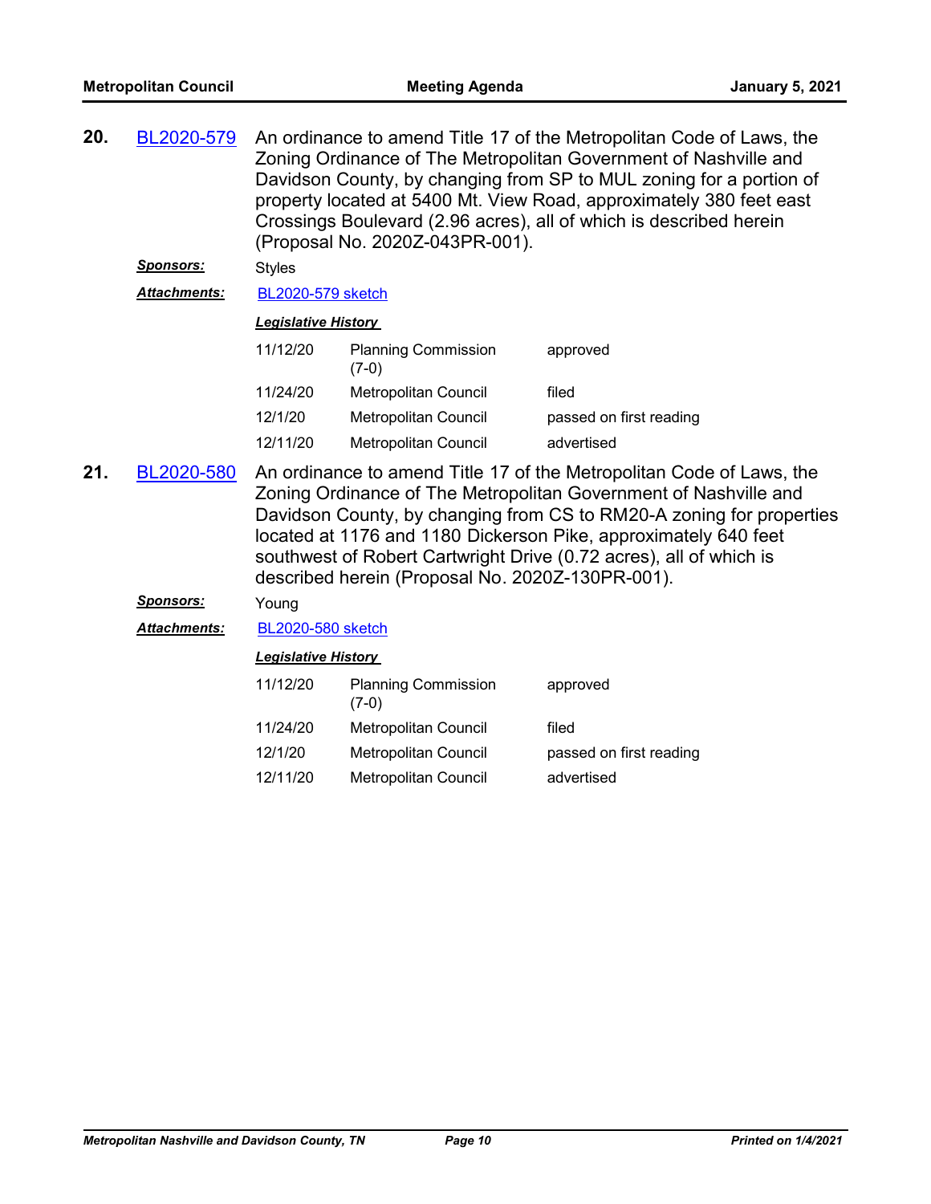**20.** BL2020-579 An ordinance to amend Title 17 of the Metropolitan Code of Laws, the Zoning Ordinance of The Metropolitan Government of Nashville and Davidson County, by changing from SP to MUL zoning for a portion of property located at 5400 Mt. View Road, approximately 380 feet east Crossings Boulevard (2.96 acres), all of which is described herein (Proposal No. 2020Z-043PR-001).

***Sponsors:*** Styles

***Attachments:*** BL2020-579 sketch

***Legislative History***

| | | |
|---|---|---|
| 11/12/20 | Planning Commission (7-0) | approved |
| 11/24/20 | Metropolitan Council | filed |
| 12/1/20 | Metropolitan Council | passed on first reading |
| 12/11/20 | Metropolitan Council | advertised |

**21.** BL2020-580 An ordinance to amend Title 17 of the Metropolitan Code of Laws, the Zoning Ordinance of The Metropolitan Government of Nashville and Davidson County, by changing from CS to RM20-A zoning for properties located at 1176 and 1180 Dickerson Pike, approximately 640 feet southwest of Robert Cartwright Drive (0.72 acres), all of which is described herein (Proposal No. 2020Z-130PR-001).

***Sponsors:*** Young

***Attachments:*** BL2020-580 sketch

***Legislative History***

| | | |
|---|---|---|
| 11/12/20 | Planning Commission (7-0) | approved |
| 11/24/20 | Metropolitan Council | filed |
| 12/1/20 | Metropolitan Council | passed on first reading |
| 12/11/20 | Metropolitan Council | advertised |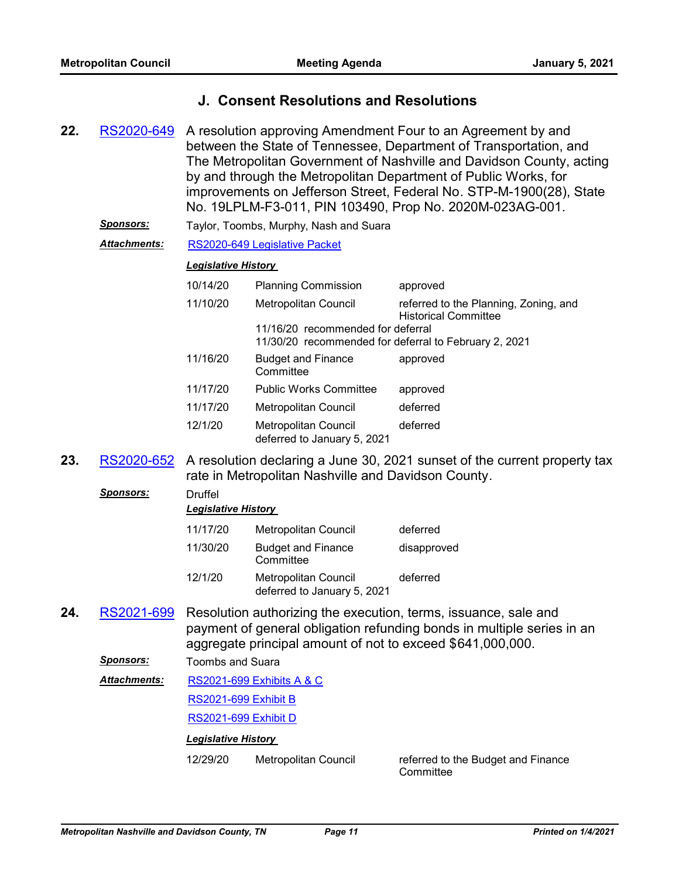## J. Consent Resolutions and Resolutions

**22.** RS2020-649 A resolution approving Amendment Four to an Agreement by and between the State of Tennessee, Department of Transportation, and The Metropolitan Government of Nashville and Davidson County, acting by and through the Metropolitan Department of Public Works, for improvements on Jefferson Street, Federal No. STP-M-1900(28), State No. 19LPLM-F3-011, PIN 103490, Prop No. 2020M-023AG-001.

***Sponsors:*** Taylor, Toombs, Murphy, Nash and Suara

***Attachments:*** RS2020-649 Legislative Packet

***Legislative History***

| | | |
|---|---|---|
| 10/14/20 | Planning Commission | approved |
| 11/10/20 | Metropolitan Council | referred to the Planning, Zoning, and Historical Committee |
| | 11/16/20 recommended for deferral | |
| | 11/30/20 recommended for deferral to February 2, 2021 | |
| 11/16/20 | Budget and Finance Committee | approved |
| 11/17/20 | Public Works Committee | approved |
| 11/17/20 | Metropolitan Council | deferred |
| 12/1/20 | Metropolitan Council deferred to January 5, 2021 | deferred |

**23.** RS2020-652 A resolution declaring a June 30, 2021 sunset of the current property tax rate in Metropolitan Nashville and Davidson County.

***Sponsors:*** Druffel

***Legislative History***

| | | |
|---|---|---|
| 11/17/20 | Metropolitan Council | deferred |
| 11/30/20 | Budget and Finance Committee | disapproved |
| 12/1/20 | Metropolitan Council deferred to January 5, 2021 | deferred |

**24.** RS2021-699 Resolution authorizing the execution, terms, issuance, sale and payment of general obligation refunding bonds in multiple series in an aggregate principal amount of not to exceed $641,000,000.

***Sponsors:*** Toombs and Suara

***Attachments:*** RS2021-699 Exhibits A & C

RS2021-699 Exhibit B

RS2021-699 Exhibit D

***Legislative History***

| | | |
|---|---|---|
| 12/29/20 | Metropolitan Council | referred to the Budget and Finance Committee |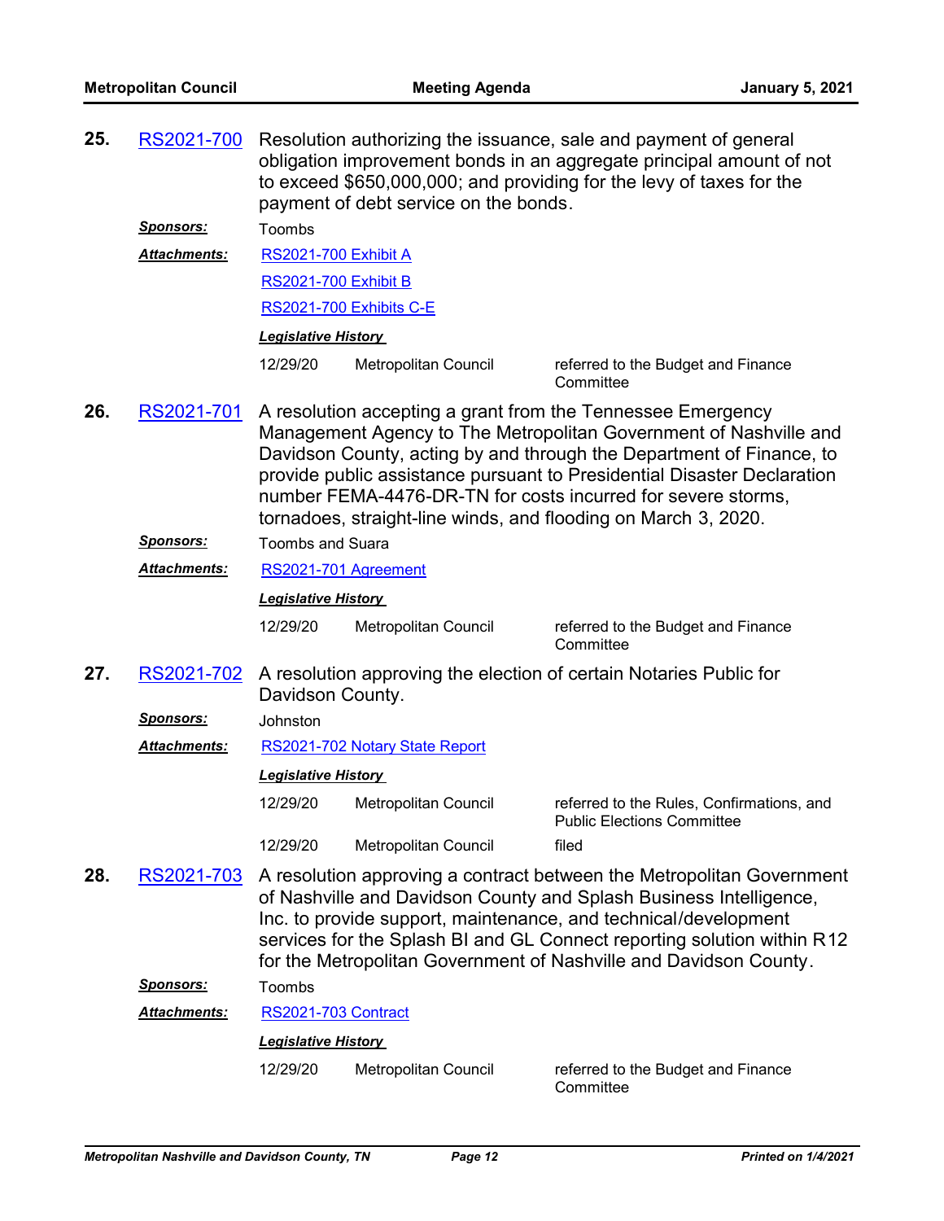**25.** RS2021-700 Resolution authorizing the issuance, sale and payment of general obligation improvement bonds in an aggregate principal amount of not to exceed $650,000,000; and providing for the levy of taxes for the payment of debt service on the bonds.

***Sponsors:*** Toombs

***Attachments:*** RS2021-700 Exhibit A

RS2021-700 Exhibit B

RS2021-700 Exhibits C-E

***Legislative History***

| | | |
|---|---|---|
| 12/29/20 | Metropolitan Council | referred to the Budget and Finance Committee |

**26.** RS2021-701 A resolution accepting a grant from the Tennessee Emergency Management Agency to The Metropolitan Government of Nashville and Davidson County, acting by and through the Department of Finance, to provide public assistance pursuant to Presidential Disaster Declaration number FEMA-4476-DR-TN for costs incurred for severe storms, tornadoes, straight-line winds, and flooding on March 3, 2020.

***Sponsors:*** Toombs and Suara

***Attachments:*** RS2021-701 Agreement

***Legislative History***

| | | |
|---|---|---|
| 12/29/20 | Metropolitan Council | referred to the Budget and Finance Committee |

**27.** RS2021-702 A resolution approving the election of certain Notaries Public for Davidson County.

***Sponsors:*** Johnston

***Attachments:*** RS2021-702 Notary State Report

***Legislative History***

| | | |
|---|---|---|
| 12/29/20 | Metropolitan Council | referred to the Rules, Confirmations, and Public Elections Committee |
| 12/29/20 | Metropolitan Council | filed |

**28.** RS2021-703 A resolution approving a contract between the Metropolitan Government of Nashville and Davidson County and Splash Business Intelligence, Inc. to provide support, maintenance, and technical/development services for the Splash BI and GL Connect reporting solution within R12 for the Metropolitan Government of Nashville and Davidson County.

***Sponsors:*** Toombs

***Attachments:*** RS2021-703 Contract

***Legislative History***

| | | |
|---|---|---|
| 12/29/20 | Metropolitan Council | referred to the Budget and Finance Committee |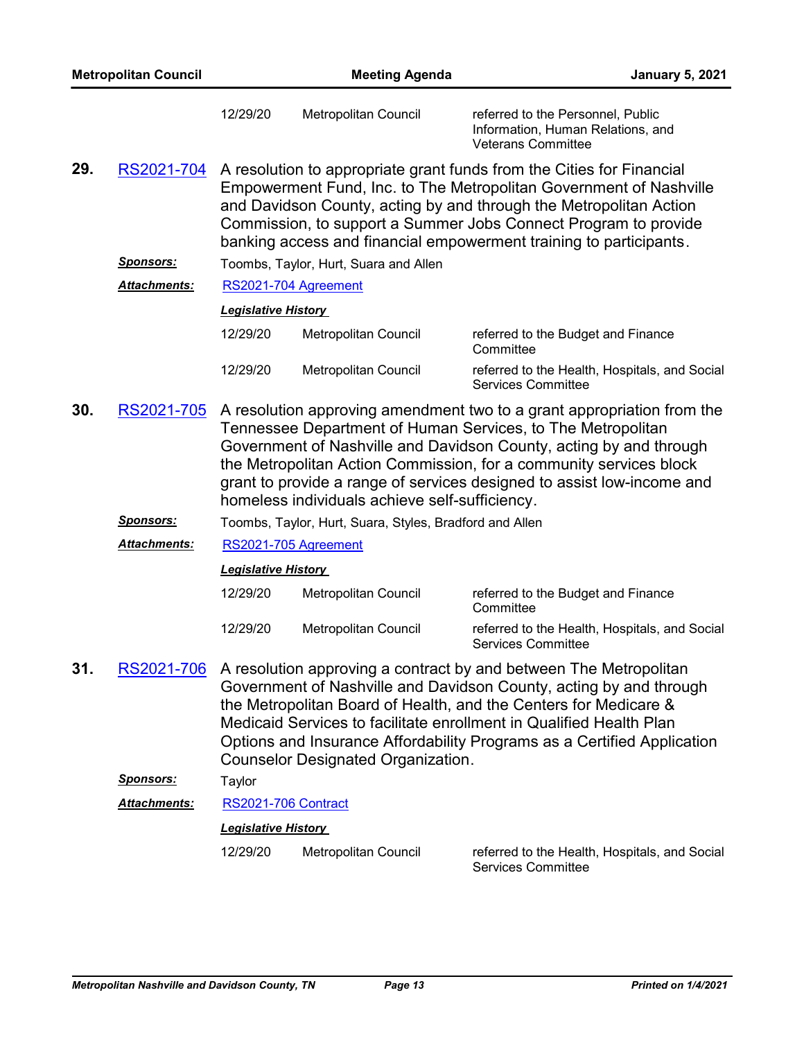| | | |
|---|---|---|
| 12/29/20 | Metropolitan Council | referred to the Personnel, Public Information, Human Relations, and Veterans Committee |

**29.** RS2021-704 A resolution to appropriate grant funds from the Cities for Financial Empowerment Fund, Inc. to The Metropolitan Government of Nashville and Davidson County, acting by and through the Metropolitan Action Commission, to support a Summer Jobs Connect Program to provide banking access and financial empowerment training to participants.

***Sponsors:*** Toombs, Taylor, Hurt, Suara and Allen

***Attachments:*** RS2021-704 Agreement

***Legislative History***

| | | |
|---|---|---|
| 12/29/20 | Metropolitan Council | referred to the Budget and Finance Committee |
| 12/29/20 | Metropolitan Council | referred to the Health, Hospitals, and Social Services Committee |

**30.** RS2021-705 A resolution approving amendment two to a grant appropriation from the Tennessee Department of Human Services, to The Metropolitan Government of Nashville and Davidson County, acting by and through the Metropolitan Action Commission, for a community services block grant to provide a range of services designed to assist low-income and homeless individuals achieve self-sufficiency.

***Sponsors:*** Toombs, Taylor, Hurt, Suara, Styles, Bradford and Allen

***Attachments:*** RS2021-705 Agreement

***Legislative History***

| | | |
|---|---|---|
| 12/29/20 | Metropolitan Council | referred to the Budget and Finance Committee |
| 12/29/20 | Metropolitan Council | referred to the Health, Hospitals, and Social Services Committee |

**31.** RS2021-706 A resolution approving a contract by and between The Metropolitan Government of Nashville and Davidson County, acting by and through the Metropolitan Board of Health, and the Centers for Medicare & Medicaid Services to facilitate enrollment in Qualified Health Plan Options and Insurance Affordability Programs as a Certified Application Counselor Designated Organization.

***Sponsors:*** Taylor

***Attachments:*** RS2021-706 Contract

***Legislative History***

| | | |
|---|---|---|
| 12/29/20 | Metropolitan Council | referred to the Health, Hospitals, and Social Services Committee |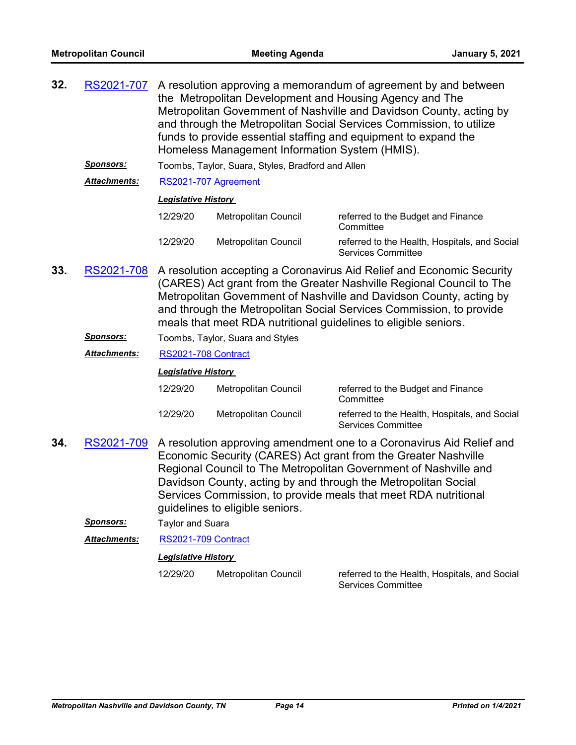**32.** RS2021-707 A resolution approving a memorandum of agreement by and between the Metropolitan Development and Housing Agency and The Metropolitan Government of Nashville and Davidson County, acting by and through the Metropolitan Social Services Commission, to utilize funds to provide essential staffing and equipment to expand the Homeless Management Information System (HMIS).

***Sponsors:*** Toombs, Taylor, Suara, Styles, Bradford and Allen

***Attachments:*** RS2021-707 Agreement

***Legislative History***

| | | |
|---|---|---|
| 12/29/20 | Metropolitan Council | referred to the Budget and Finance Committee |
| 12/29/20 | Metropolitan Council | referred to the Health, Hospitals, and Social Services Committee |

**33.** RS2021-708 A resolution accepting a Coronavirus Aid Relief and Economic Security (CARES) Act grant from the Greater Nashville Regional Council to The Metropolitan Government of Nashville and Davidson County, acting by and through the Metropolitan Social Services Commission, to provide meals that meet RDA nutritional guidelines to eligible seniors.

***Sponsors:*** Toombs, Taylor, Suara and Styles

***Attachments:*** RS2021-708 Contract

***Legislative History***

| | | |
|---|---|---|
| 12/29/20 | Metropolitan Council | referred to the Budget and Finance Committee |
| 12/29/20 | Metropolitan Council | referred to the Health, Hospitals, and Social Services Committee |

**34.** RS2021-709 A resolution approving amendment one to a Coronavirus Aid Relief and Economic Security (CARES) Act grant from the Greater Nashville Regional Council to The Metropolitan Government of Nashville and Davidson County, acting by and through the Metropolitan Social Services Commission, to provide meals that meet RDA nutritional guidelines to eligible seniors.

***Sponsors:*** Taylor and Suara

***Attachments:*** RS2021-709 Contract

***Legislative History***

| | | |
|---|---|---|
| 12/29/20 | Metropolitan Council | referred to the Health, Hospitals, and Social Services Committee |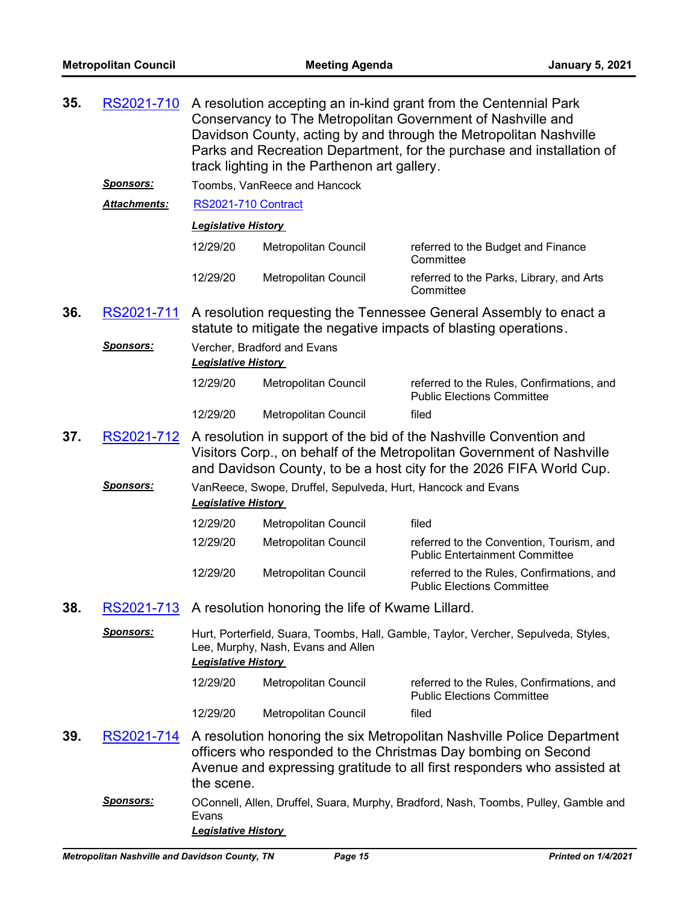**35.** RS2021-710 A resolution accepting an in-kind grant from the Centennial Park Conservancy to The Metropolitan Government of Nashville and Davidson County, acting by and through the Metropolitan Nashville Parks and Recreation Department, for the purchase and installation of track lighting in the Parthenon art gallery.

***Sponsors:*** Toombs, VanReece and Hancock

***Attachments:*** RS2021-710 Contract

***Legislative History***

| | | |
|---|---|---|
| 12/29/20 | Metropolitan Council | referred to the Budget and Finance Committee |
| 12/29/20 | Metropolitan Council | referred to the Parks, Library, and Arts Committee |

**36.** RS2021-711 A resolution requesting the Tennessee General Assembly to enact a statute to mitigate the negative impacts of blasting operations.

***Sponsors:*** Vercher, Bradford and Evans

***Legislative History***

| | | |
|---|---|---|
| 12/29/20 | Metropolitan Council | referred to the Rules, Confirmations, and Public Elections Committee |
| 12/29/20 | Metropolitan Council | filed |

**37.** RS2021-712 A resolution in support of the bid of the Nashville Convention and Visitors Corp., on behalf of the Metropolitan Government of Nashville and Davidson County, to be a host city for the 2026 FIFA World Cup.

***Sponsors:*** VanReece, Swope, Druffel, Sepulveda, Hurt, Hancock and Evans

***Legislative History***

| | | |
|---|---|---|
| 12/29/20 | Metropolitan Council | filed |
| 12/29/20 | Metropolitan Council | referred to the Convention, Tourism, and Public Entertainment Committee |
| 12/29/20 | Metropolitan Council | referred to the Rules, Confirmations, and Public Elections Committee |

**38.** RS2021-713 A resolution honoring the life of Kwame Lillard.

***Sponsors:*** Hurt, Porterfield, Suara, Toombs, Hall, Gamble, Taylor, Vercher, Sepulveda, Styles, Lee, Murphy, Nash, Evans and Allen

***Legislative History***

| | | |
|---|---|---|
| 12/29/20 | Metropolitan Council | referred to the Rules, Confirmations, and Public Elections Committee |
| 12/29/20 | Metropolitan Council | filed |

**39.** RS2021-714 A resolution honoring the six Metropolitan Nashville Police Department officers who responded to the Christmas Day bombing on Second Avenue and expressing gratitude to all first responders who assisted at the scene.

***Sponsors:*** OConnell, Allen, Druffel, Suara, Murphy, Bradford, Nash, Toombs, Pulley, Gamble and Evans

***Legislative History***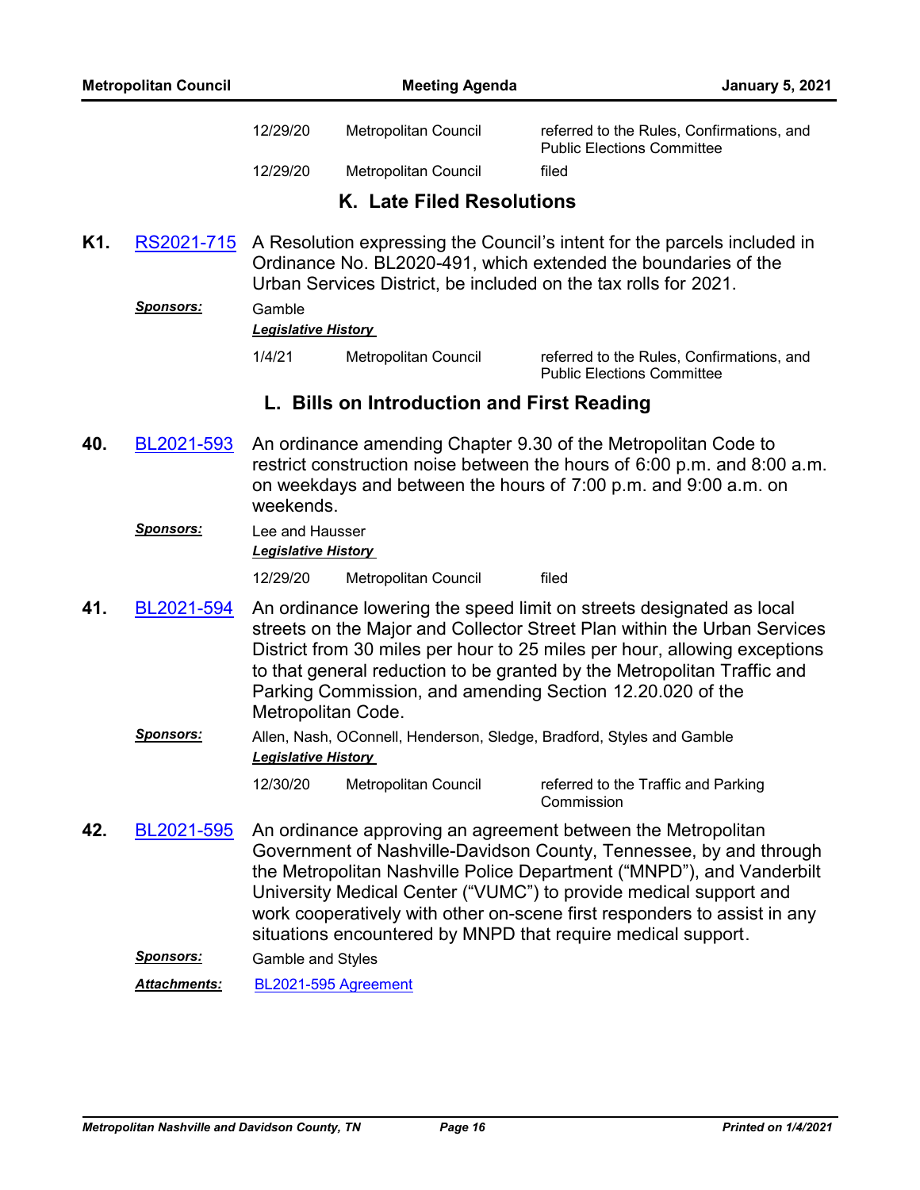| | | |
|---|---|---|
| 12/29/20 | Metropolitan Council | referred to the Rules, Confirmations, and Public Elections Committee |
| 12/29/20 | Metropolitan Council | filed |

## K. Late Filed Resolutions

**K1.** RS2021-715 A Resolution expressing the Council's intent for the parcels included in Ordinance No. BL2020-491, which extended the boundaries of the Urban Services District, be included on the tax rolls for 2021.

***Sponsors:*** Gamble

***Legislative History***

| | | |
|---|---|---|
| 1/4/21 | Metropolitan Council | referred to the Rules, Confirmations, and Public Elections Committee |

## L. Bills on Introduction and First Reading

**40.** BL2021-593 An ordinance amending Chapter 9.30 of the Metropolitan Code to restrict construction noise between the hours of 6:00 p.m. and 8:00 a.m. on weekdays and between the hours of 7:00 p.m. and 9:00 a.m. on weekends.

***Sponsors:*** Lee and Hausser

***Legislative History***

| | | |
|---|---|---|
| 12/29/20 | Metropolitan Council | filed |

**41.** BL2021-594 An ordinance lowering the speed limit on streets designated as local streets on the Major and Collector Street Plan within the Urban Services District from 30 miles per hour to 25 miles per hour, allowing exceptions to that general reduction to be granted by the Metropolitan Traffic and Parking Commission, and amending Section 12.20.020 of the Metropolitan Code.

***Sponsors:*** Allen, Nash, OConnell, Henderson, Sledge, Bradford, Styles and Gamble

***Legislative History***

| | | |
|---|---|---|
| 12/30/20 | Metropolitan Council | referred to the Traffic and Parking Commission |

**42.** BL2021-595 An ordinance approving an agreement between the Metropolitan Government of Nashville-Davidson County, Tennessee, by and through the Metropolitan Nashville Police Department ("MNPD"), and Vanderbilt University Medical Center ("VUMC") to provide medical support and work cooperatively with other on-scene first responders to assist in any situations encountered by MNPD that require medical support.

***Sponsors:*** Gamble and Styles

***Attachments:*** BL2021-595 Agreement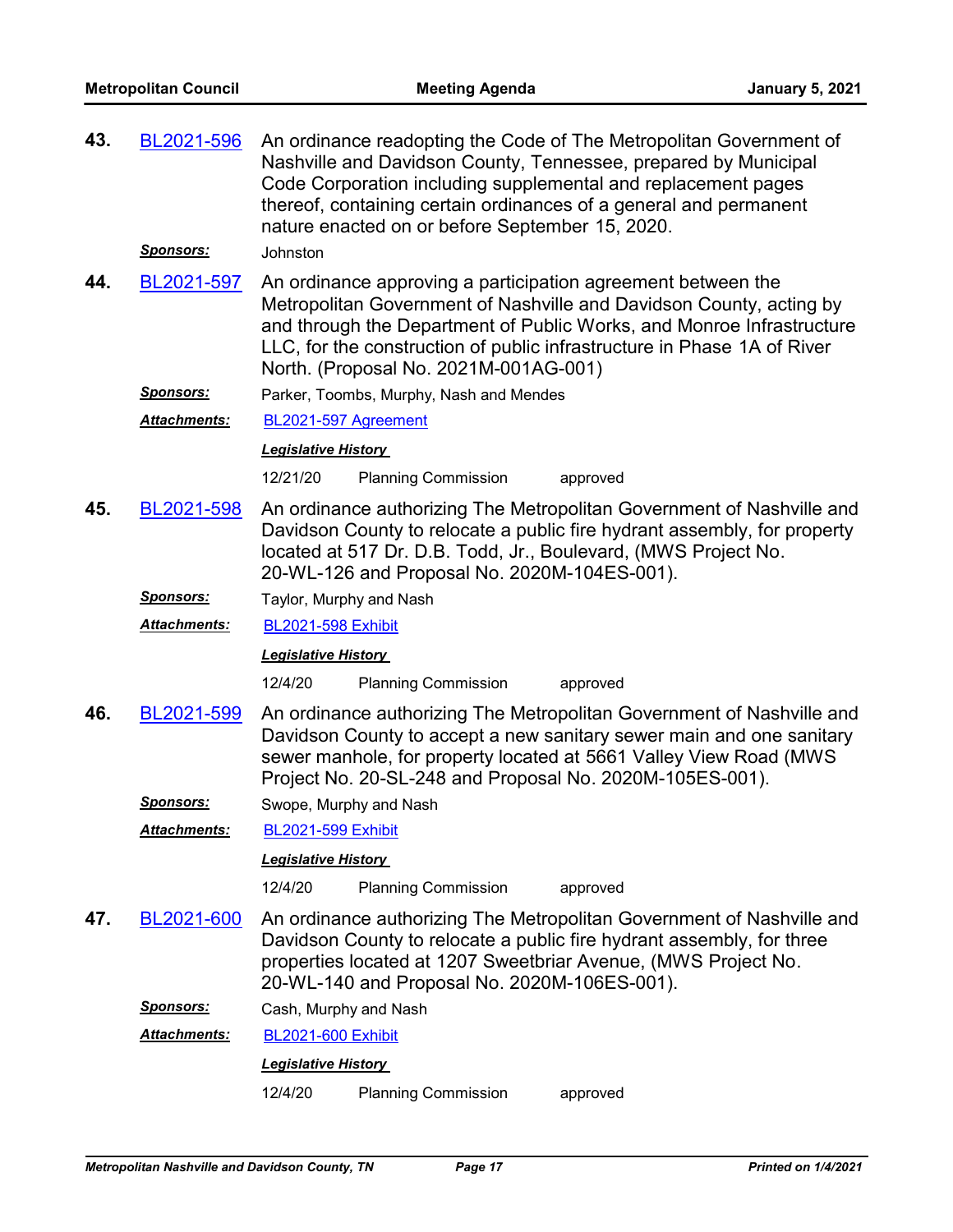**43.** BL2021-596 An ordinance readopting the Code of The Metropolitan Government of Nashville and Davidson County, Tennessee, prepared by Municipal Code Corporation including supplemental and replacement pages thereof, containing certain ordinances of a general and permanent nature enacted on or before September 15, 2020.

***Sponsors:*** Johnston

**44.** BL2021-597 An ordinance approving a participation agreement between the Metropolitan Government of Nashville and Davidson County, acting by and through the Department of Public Works, and Monroe Infrastructure LLC, for the construction of public infrastructure in Phase 1A of River North. (Proposal No. 2021M-001AG-001)

***Sponsors:*** Parker, Toombs, Murphy, Nash and Mendes

***Attachments:*** BL2021-597 Agreement

***Legislative History***

| | | |
|---|---|---|
| 12/21/20 | Planning Commission | approved |

**45.** BL2021-598 An ordinance authorizing The Metropolitan Government of Nashville and Davidson County to relocate a public fire hydrant assembly, for property located at 517 Dr. D.B. Todd, Jr., Boulevard, (MWS Project No. 20-WL-126 and Proposal No. 2020M-104ES-001).

***Sponsors:*** Taylor, Murphy and Nash

***Attachments:*** BL2021-598 Exhibit

***Legislative History***

| | | |
|---|---|---|
| 12/4/20 | Planning Commission | approved |

**46.** BL2021-599 An ordinance authorizing The Metropolitan Government of Nashville and Davidson County to accept a new sanitary sewer main and one sanitary sewer manhole, for property located at 5661 Valley View Road (MWS Project No. 20-SL-248 and Proposal No. 2020M-105ES-001).

***Sponsors:*** Swope, Murphy and Nash

***Attachments:*** BL2021-599 Exhibit

***Legislative History***

| | | |
|---|---|---|
| 12/4/20 | Planning Commission | approved |

**47.** BL2021-600 An ordinance authorizing The Metropolitan Government of Nashville and Davidson County to relocate a public fire hydrant assembly, for three properties located at 1207 Sweetbriar Avenue, (MWS Project No. 20-WL-140 and Proposal No. 2020M-106ES-001).

***Sponsors:*** Cash, Murphy and Nash

***Attachments:*** BL2021-600 Exhibit

***Legislative History***

| | | |
|---|---|---|
| 12/4/20 | Planning Commission | approved |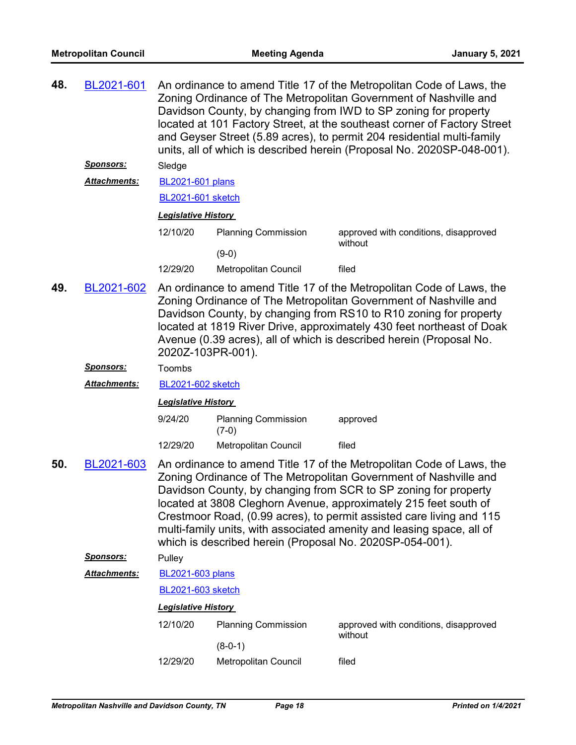**48.** BL2021-601 An ordinance to amend Title 17 of the Metropolitan Code of Laws, the Zoning Ordinance of The Metropolitan Government of Nashville and Davidson County, by changing from IWD to SP zoning for property located at 101 Factory Street, at the southeast corner of Factory Street and Geyser Street (5.89 acres), to permit 204 residential multi-family units, all of which is described herein (Proposal No. 2020SP-048-001).

***Sponsors:*** Sledge

***Attachments:*** BL2021-601 plans

BL2021-601 sketch

***Legislative History***

| | | |
|---|---|---|
| 12/10/20 | Planning Commission (9-0) | approved with conditions, disapproved without |
| 12/29/20 | Metropolitan Council | filed |

**49.** BL2021-602 An ordinance to amend Title 17 of the Metropolitan Code of Laws, the Zoning Ordinance of The Metropolitan Government of Nashville and Davidson County, by changing from RS10 to R10 zoning for property located at 1819 River Drive, approximately 430 feet northeast of Doak Avenue (0.39 acres), all of which is described herein (Proposal No. 2020Z-103PR-001).

***Sponsors:*** Toombs

***Attachments:*** BL2021-602 sketch

***Legislative History***

| | | |
|---|---|---|
| 9/24/20 | Planning Commission (7-0) | approved |
| 12/29/20 | Metropolitan Council | filed |

**50.** BL2021-603 An ordinance to amend Title 17 of the Metropolitan Code of Laws, the Zoning Ordinance of The Metropolitan Government of Nashville and Davidson County, by changing from SCR to SP zoning for property located at 3808 Cleghorn Avenue, approximately 215 feet south of Crestmoor Road, (0.99 acres), to permit assisted care living and 115 multi-family units, with associated amenity and leasing space, all of which is described herein (Proposal No. 2020SP-054-001).

***Sponsors:*** Pulley

***Attachments:*** BL2021-603 plans

BL2021-603 sketch

***Legislative History***

| | | |
|---|---|---|
| 12/10/20 | Planning Commission (8-0-1) | approved with conditions, disapproved without |
| 12/29/20 | Metropolitan Council | filed |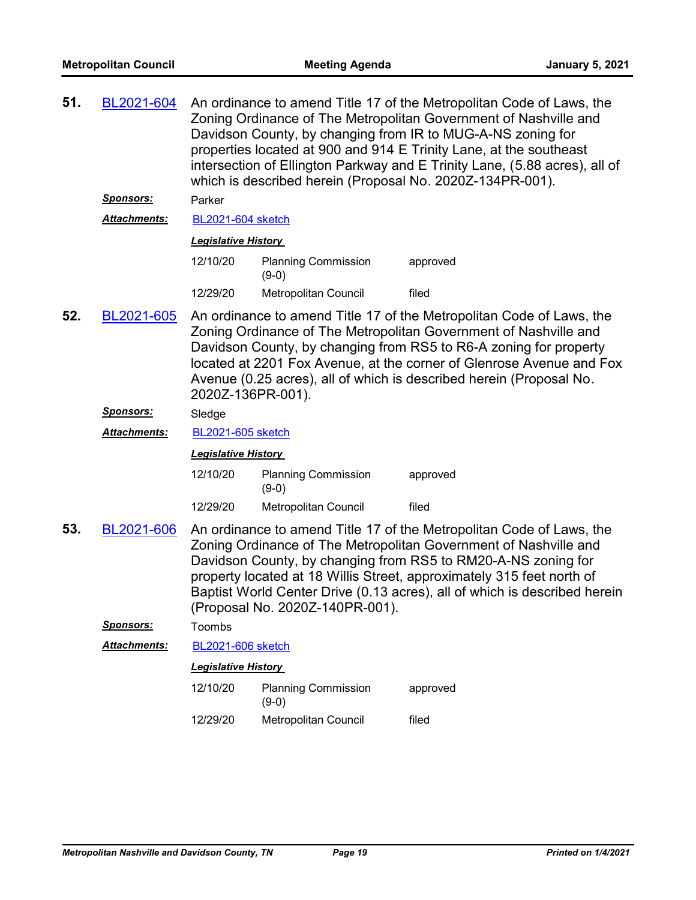**51.** BL2021-604 An ordinance to amend Title 17 of the Metropolitan Code of Laws, the Zoning Ordinance of The Metropolitan Government of Nashville and Davidson County, by changing from IR to MUG-A-NS zoning for properties located at 900 and 914 E Trinity Lane, at the southeast intersection of Ellington Parkway and E Trinity Lane, (5.88 acres), all of which is described herein (Proposal No. 2020Z-134PR-001).

***Sponsors:*** Parker

***Attachments:*** BL2021-604 sketch

***Legislative History***

| | | |
|---|---|---|
| 12/10/20 | Planning Commission (9-0) | approved |
| 12/29/20 | Metropolitan Council | filed |

**52.** BL2021-605 An ordinance to amend Title 17 of the Metropolitan Code of Laws, the Zoning Ordinance of The Metropolitan Government of Nashville and Davidson County, by changing from RS5 to R6-A zoning for property located at 2201 Fox Avenue, at the corner of Glenrose Avenue and Fox Avenue (0.25 acres), all of which is described herein (Proposal No. 2020Z-136PR-001).

***Sponsors:*** Sledge

***Attachments:*** BL2021-605 sketch

***Legislative History***

| | | |
|---|---|---|
| 12/10/20 | Planning Commission (9-0) | approved |
| 12/29/20 | Metropolitan Council | filed |

**53.** BL2021-606 An ordinance to amend Title 17 of the Metropolitan Code of Laws, the Zoning Ordinance of The Metropolitan Government of Nashville and Davidson County, by changing from RS5 to RM20-A-NS zoning for property located at 18 Willis Street, approximately 315 feet north of Baptist World Center Drive (0.13 acres), all of which is described herein (Proposal No. 2020Z-140PR-001).

***Sponsors:*** Toombs

***Attachments:*** BL2021-606 sketch

***Legislative History***

| | | |
|---|---|---|
| 12/10/20 | Planning Commission (9-0) | approved |
| 12/29/20 | Metropolitan Council | filed |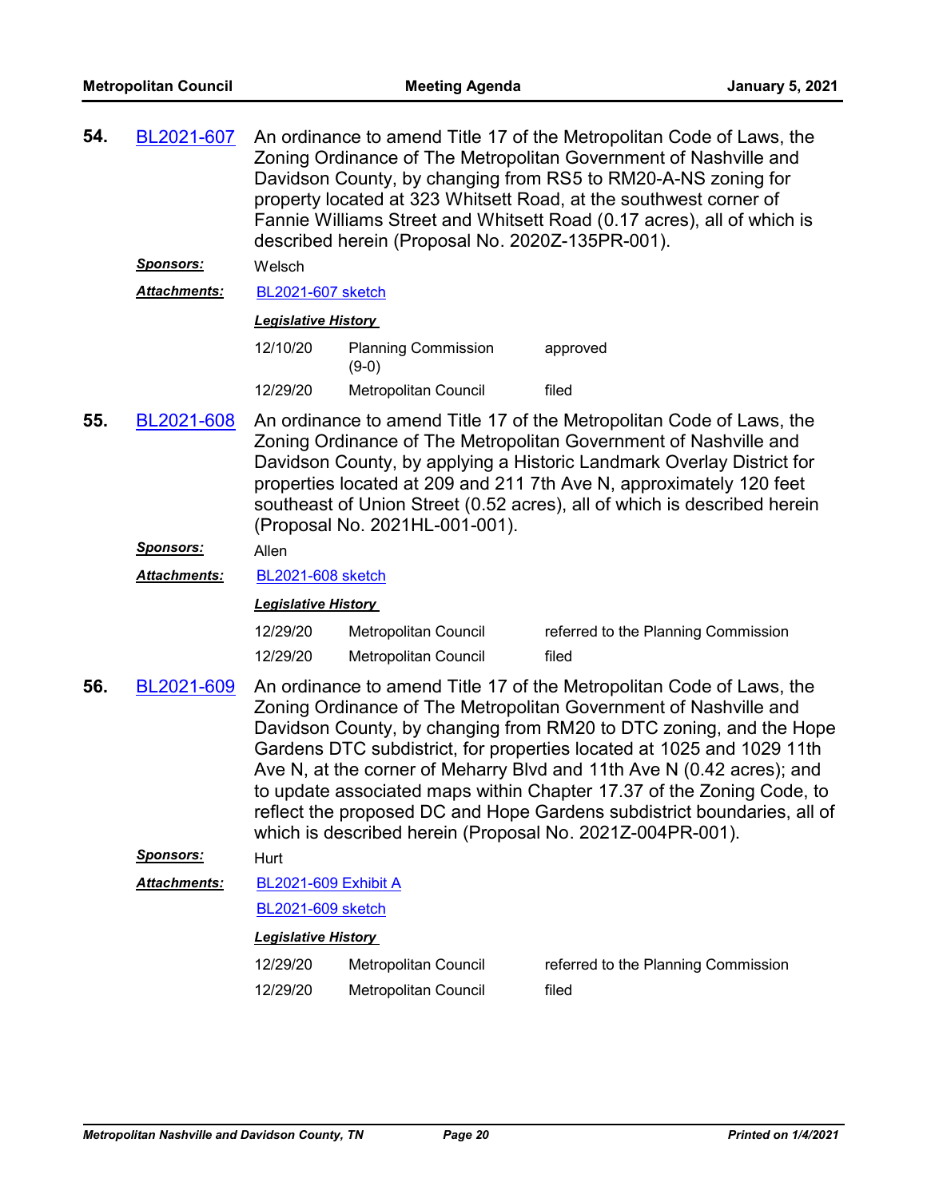**54.** BL2021-607 An ordinance to amend Title 17 of the Metropolitan Code of Laws, the Zoning Ordinance of The Metropolitan Government of Nashville and Davidson County, by changing from RS5 to RM20-A-NS zoning for property located at 323 Whitsett Road, at the southwest corner of Fannie Williams Street and Whitsett Road (0.17 acres), all of which is described herein (Proposal No. 2020Z-135PR-001).

***Sponsors:*** Welsch

***Attachments:*** BL2021-607 sketch

***Legislative History***

| | | |
|---|---|---|
| 12/10/20 | Planning Commission (9-0) | approved |
| 12/29/20 | Metropolitan Council | filed |

**55.** BL2021-608 An ordinance to amend Title 17 of the Metropolitan Code of Laws, the Zoning Ordinance of The Metropolitan Government of Nashville and Davidson County, by applying a Historic Landmark Overlay District for properties located at 209 and 211 7th Ave N, approximately 120 feet southeast of Union Street (0.52 acres), all of which is described herein (Proposal No. 2021HL-001-001).

***Sponsors:*** Allen

***Attachments:*** BL2021-608 sketch

***Legislative History***

| | | |
|---|---|---|
| 12/29/20 | Metropolitan Council | referred to the Planning Commission |
| 12/29/20 | Metropolitan Council | filed |

**56.** BL2021-609 An ordinance to amend Title 17 of the Metropolitan Code of Laws, the Zoning Ordinance of The Metropolitan Government of Nashville and Davidson County, by changing from RM20 to DTC zoning, and the Hope Gardens DTC subdistrict, for properties located at 1025 and 1029 11th Ave N, at the corner of Meharry Blvd and 11th Ave N (0.42 acres); and to update associated maps within Chapter 17.37 of the Zoning Code, to reflect the proposed DC and Hope Gardens subdistrict boundaries, all of which is described herein (Proposal No. 2021Z-004PR-001).

***Sponsors:*** Hurt

***Attachments:*** BL2021-609 Exhibit A

BL2021-609 sketch

***Legislative History***

| | | |
|---|---|---|
| 12/29/20 | Metropolitan Council | referred to the Planning Commission |
| 12/29/20 | Metropolitan Council | filed |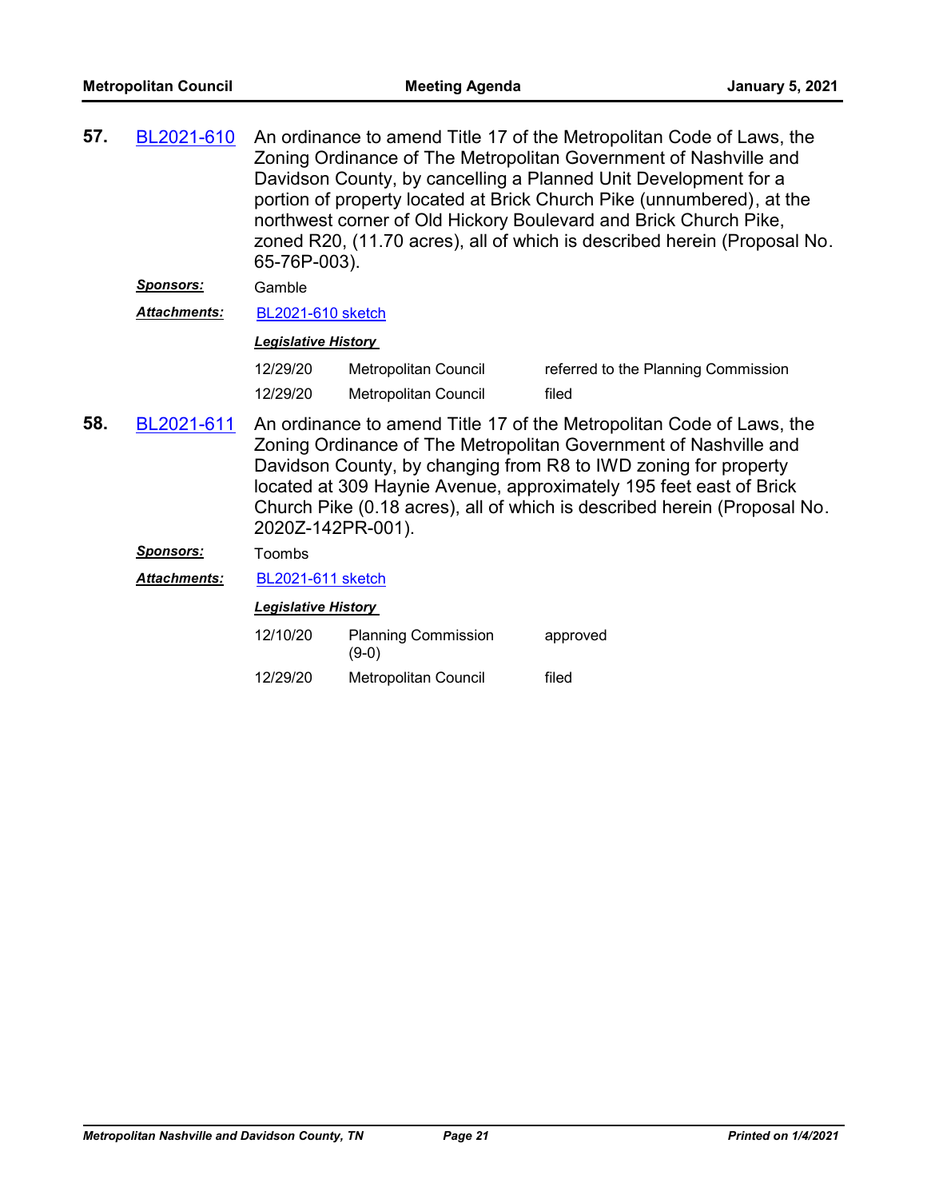**57.** BL2021-610 An ordinance to amend Title 17 of the Metropolitan Code of Laws, the Zoning Ordinance of The Metropolitan Government of Nashville and Davidson County, by cancelling a Planned Unit Development for a portion of property located at Brick Church Pike (unnumbered), at the northwest corner of Old Hickory Boulevard and Brick Church Pike, zoned R20, (11.70 acres), all of which is described herein (Proposal No. 65-76P-003).

***Sponsors:*** Gamble

***Attachments:*** BL2021-610 sketch

***Legislative History***

| | | |
|---|---|---|
| 12/29/20 | Metropolitan Council | referred to the Planning Commission |
| 12/29/20 | Metropolitan Council | filed |

**58.** BL2021-611 An ordinance to amend Title 17 of the Metropolitan Code of Laws, the Zoning Ordinance of The Metropolitan Government of Nashville and Davidson County, by changing from R8 to IWD zoning for property located at 309 Haynie Avenue, approximately 195 feet east of Brick Church Pike (0.18 acres), all of which is described herein (Proposal No. 2020Z-142PR-001).

***Sponsors:*** Toombs

***Attachments:*** BL2021-611 sketch

***Legislative History***

| | | |
|---|---|---|
| 12/10/20 | Planning Commission (9-0) | approved |
| 12/29/20 | Metropolitan Council | filed |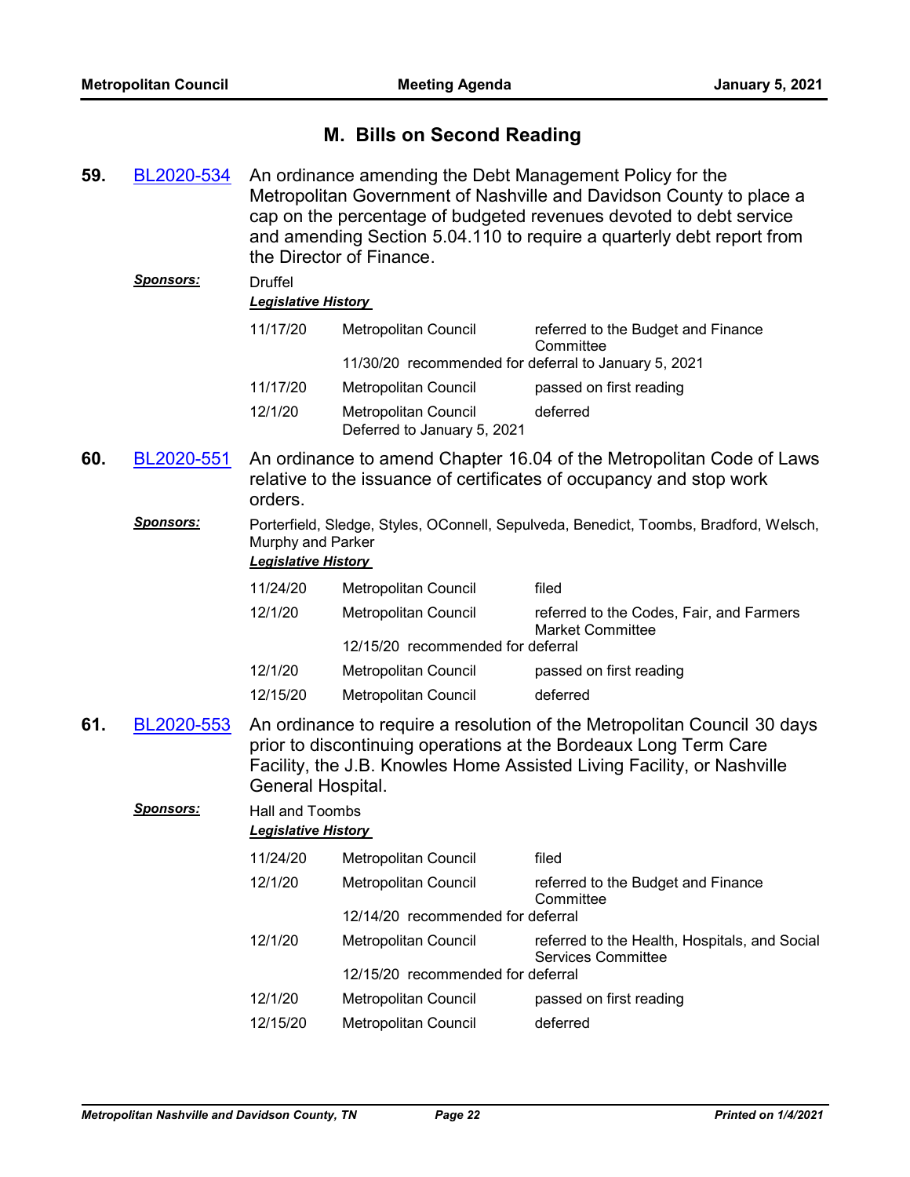## M. Bills on Second Reading

**59.** BL2020-534 An ordinance amending the Debt Management Policy for the Metropolitan Government of Nashville and Davidson County to place a cap on the percentage of budgeted revenues devoted to debt service and amending Section 5.04.110 to require a quarterly debt report from the Director of Finance.

***Sponsors:*** Druffel

***Legislative History***

| | | |
|---|---|---|
| 11/17/20 | Metropolitan Council | referred to the Budget and Finance Committee |
| | 11/30/20 recommended for deferral to January 5, 2021 | |
| 11/17/20 | Metropolitan Council | passed on first reading |
| 12/1/20 | Metropolitan Council<br>Deferred to January 5, 2021 | deferred |

**60.** BL2020-551 An ordinance to amend Chapter 16.04 of the Metropolitan Code of Laws relative to the issuance of certificates of occupancy and stop work orders.

***Sponsors:*** Porterfield, Sledge, Styles, OConnell, Sepulveda, Benedict, Toombs, Bradford, Welsch, Murphy and Parker

***Legislative History***

| | | |
|---|---|---|
| 11/24/20 | Metropolitan Council | filed |
| 12/1/20 | Metropolitan Council | referred to the Codes, Fair, and Farmers Market Committee |
| | 12/15/20 recommended for deferral | |
| 12/1/20 | Metropolitan Council | passed on first reading |
| 12/15/20 | Metropolitan Council | deferred |

**61.** BL2020-553 An ordinance to require a resolution of the Metropolitan Council 30 days prior to discontinuing operations at the Bordeaux Long Term Care Facility, the J.B. Knowles Home Assisted Living Facility, or Nashville General Hospital.

***Sponsors:*** Hall and Toombs

***Legislative History***

| | | |
|---|---|---|
| 11/24/20 | Metropolitan Council | filed |
| 12/1/20 | Metropolitan Council | referred to the Budget and Finance Committee |
| | 12/14/20 recommended for deferral | |
| 12/1/20 | Metropolitan Council | referred to the Health, Hospitals, and Social Services Committee |
| | 12/15/20 recommended for deferral | |
| 12/1/20 | Metropolitan Council | passed on first reading |
| 12/15/20 | Metropolitan Council | deferred |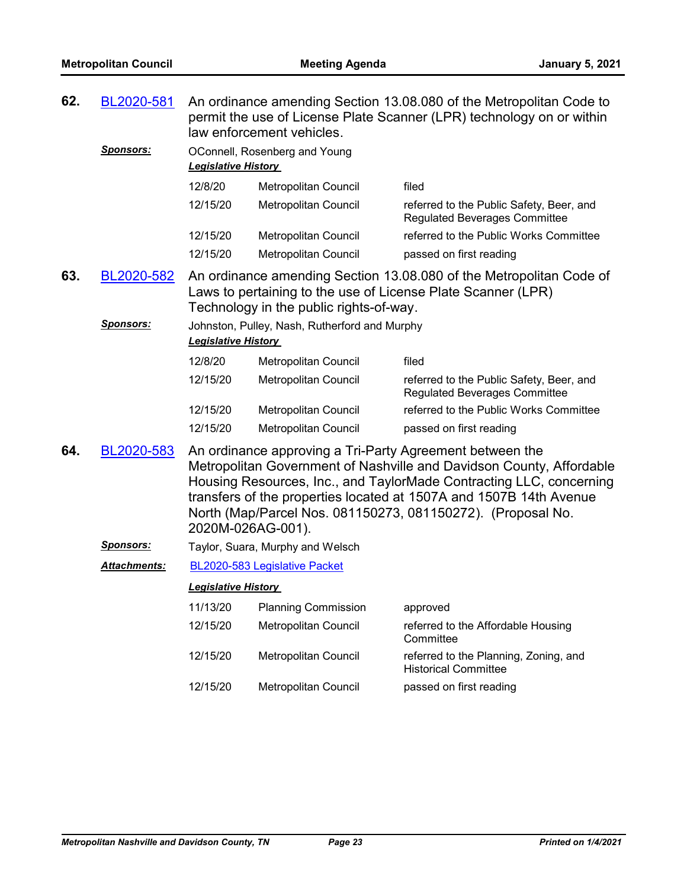**62.** BL2020-581 An ordinance amending Section 13.08.080 of the Metropolitan Code to permit the use of License Plate Scanner (LPR) technology on or within law enforcement vehicles.

***Sponsors:*** OConnell, Rosenberg and Young

***Legislative History***

| | | |
|---|---|---|
| 12/8/20 | Metropolitan Council | filed |
| 12/15/20 | Metropolitan Council | referred to the Public Safety, Beer, and Regulated Beverages Committee |
| 12/15/20 | Metropolitan Council | referred to the Public Works Committee |
| 12/15/20 | Metropolitan Council | passed on first reading |

**63.** BL2020-582 An ordinance amending Section 13.08.080 of the Metropolitan Code of Laws to pertaining to the use of License Plate Scanner (LPR) Technology in the public rights-of-way.

***Sponsors:*** Johnston, Pulley, Nash, Rutherford and Murphy

***Legislative History***

| | | |
|---|---|---|
| 12/8/20 | Metropolitan Council | filed |
| 12/15/20 | Metropolitan Council | referred to the Public Safety, Beer, and Regulated Beverages Committee |
| 12/15/20 | Metropolitan Council | referred to the Public Works Committee |
| 12/15/20 | Metropolitan Council | passed on first reading |

**64.** BL2020-583 An ordinance approving a Tri-Party Agreement between the Metropolitan Government of Nashville and Davidson County, Affordable Housing Resources, Inc., and TaylorMade Contracting LLC, concerning transfers of the properties located at 1507A and 1507B 14th Avenue North (Map/Parcel Nos. 081150273, 081150272). (Proposal No. 2020M-026AG-001).

***Sponsors:*** Taylor, Suara, Murphy and Welsch

***Attachments:*** BL2020-583 Legislative Packet

***Legislative History***

| | | |
|---|---|---|
| 11/13/20 | Planning Commission | approved |
| 12/15/20 | Metropolitan Council | referred to the Affordable Housing Committee |
| 12/15/20 | Metropolitan Council | referred to the Planning, Zoning, and Historical Committee |
| 12/15/20 | Metropolitan Council | passed on first reading |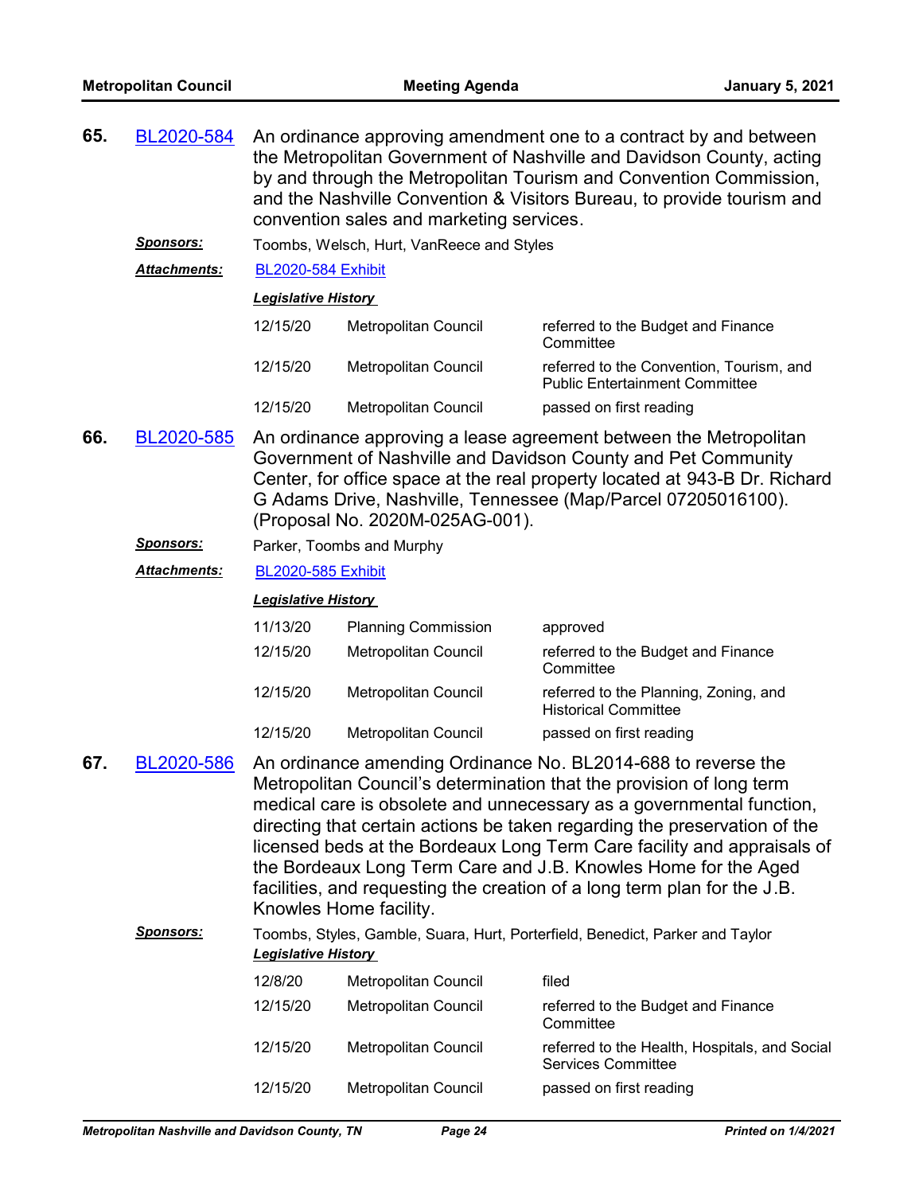**65.** BL2020-584 An ordinance approving amendment one to a contract by and between the Metropolitan Government of Nashville and Davidson County, acting by and through the Metropolitan Tourism and Convention Commission, and the Nashville Convention & Visitors Bureau, to provide tourism and convention sales and marketing services.

***Sponsors:*** Toombs, Welsch, Hurt, VanReece and Styles

***Attachments:*** BL2020-584 Exhibit

***Legislative History***

| | | |
|---|---|---|
| 12/15/20 | Metropolitan Council | referred to the Budget and Finance Committee |
| 12/15/20 | Metropolitan Council | referred to the Convention, Tourism, and Public Entertainment Committee |
| 12/15/20 | Metropolitan Council | passed on first reading |

**66.** BL2020-585 An ordinance approving a lease agreement between the Metropolitan Government of Nashville and Davidson County and Pet Community Center, for office space at the real property located at 943-B Dr. Richard G Adams Drive, Nashville, Tennessee (Map/Parcel 07205016100). (Proposal No. 2020M-025AG-001).

***Sponsors:*** Parker, Toombs and Murphy

***Attachments:*** BL2020-585 Exhibit

***Legislative History***

| | | |
|---|---|---|
| 11/13/20 | Planning Commission | approved |
| 12/15/20 | Metropolitan Council | referred to the Budget and Finance Committee |
| 12/15/20 | Metropolitan Council | referred to the Planning, Zoning, and Historical Committee |
| 12/15/20 | Metropolitan Council | passed on first reading |

**67.** BL2020-586 An ordinance amending Ordinance No. BL2014-688 to reverse the Metropolitan Council's determination that the provision of long term medical care is obsolete and unnecessary as a governmental function, directing that certain actions be taken regarding the preservation of the licensed beds at the Bordeaux Long Term Care facility and appraisals of the Bordeaux Long Term Care and J.B. Knowles Home for the Aged facilities, and requesting the creation of a long term plan for the J.B. Knowles Home facility.

***Sponsors:*** Toombs, Styles, Gamble, Suara, Hurt, Porterfield, Benedict, Parker and Taylor

***Legislative History***

| | | |
|---|---|---|
| 12/8/20 | Metropolitan Council | filed |
| 12/15/20 | Metropolitan Council | referred to the Budget and Finance Committee |
| 12/15/20 | Metropolitan Council | referred to the Health, Hospitals, and Social Services Committee |
| 12/15/20 | Metropolitan Council | passed on first reading |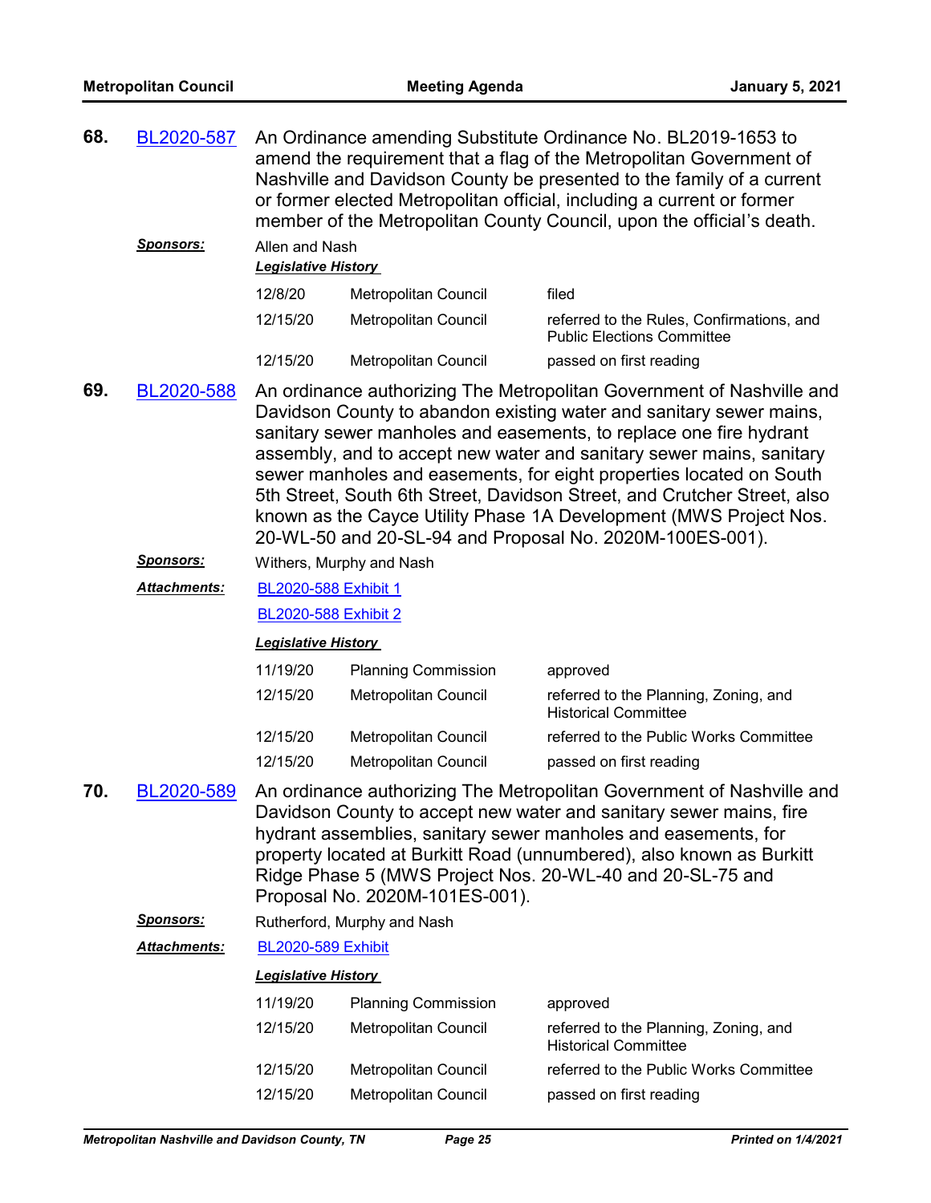**68.** BL2020-587 An Ordinance amending Substitute Ordinance No. BL2019-1653 to amend the requirement that a flag of the Metropolitan Government of Nashville and Davidson County be presented to the family of a current or former elected Metropolitan official, including a current or former member of the Metropolitan County Council, upon the official's death.

***Sponsors:*** Allen and Nash

***Legislative History***

| | | |
|---|---|---|
| 12/8/20 | Metropolitan Council | filed |
| 12/15/20 | Metropolitan Council | referred to the Rules, Confirmations, and Public Elections Committee |
| 12/15/20 | Metropolitan Council | passed on first reading |

**69.** BL2020-588 An ordinance authorizing The Metropolitan Government of Nashville and Davidson County to abandon existing water and sanitary sewer mains, sanitary sewer manholes and easements, to replace one fire hydrant assembly, and to accept new water and sanitary sewer mains, sanitary sewer manholes and easements, for eight properties located on South 5th Street, South 6th Street, Davidson Street, and Crutcher Street, also known as the Cayce Utility Phase 1A Development (MWS Project Nos. 20-WL-50 and 20-SL-94 and Proposal No. 2020M-100ES-001).

***Sponsors:*** Withers, Murphy and Nash

***Attachments:*** BL2020-588 Exhibit 1
BL2020-588 Exhibit 2

***Legislative History***

| | | |
|---|---|---|
| 11/19/20 | Planning Commission | approved |
| 12/15/20 | Metropolitan Council | referred to the Planning, Zoning, and Historical Committee |
| 12/15/20 | Metropolitan Council | referred to the Public Works Committee |
| 12/15/20 | Metropolitan Council | passed on first reading |

**70.** BL2020-589 An ordinance authorizing The Metropolitan Government of Nashville and Davidson County to accept new water and sanitary sewer mains, fire hydrant assemblies, sanitary sewer manholes and easements, for property located at Burkitt Road (unnumbered), also known as Burkitt Ridge Phase 5 (MWS Project Nos. 20-WL-40 and 20-SL-75 and Proposal No. 2020M-101ES-001).

***Sponsors:*** Rutherford, Murphy and Nash

***Attachments:*** BL2020-589 Exhibit

***Legislative History***

| | | |
|---|---|---|
| 11/19/20 | Planning Commission | approved |
| 12/15/20 | Metropolitan Council | referred to the Planning, Zoning, and Historical Committee |
| 12/15/20 | Metropolitan Council | referred to the Public Works Committee |
| 12/15/20 | Metropolitan Council | passed on first reading |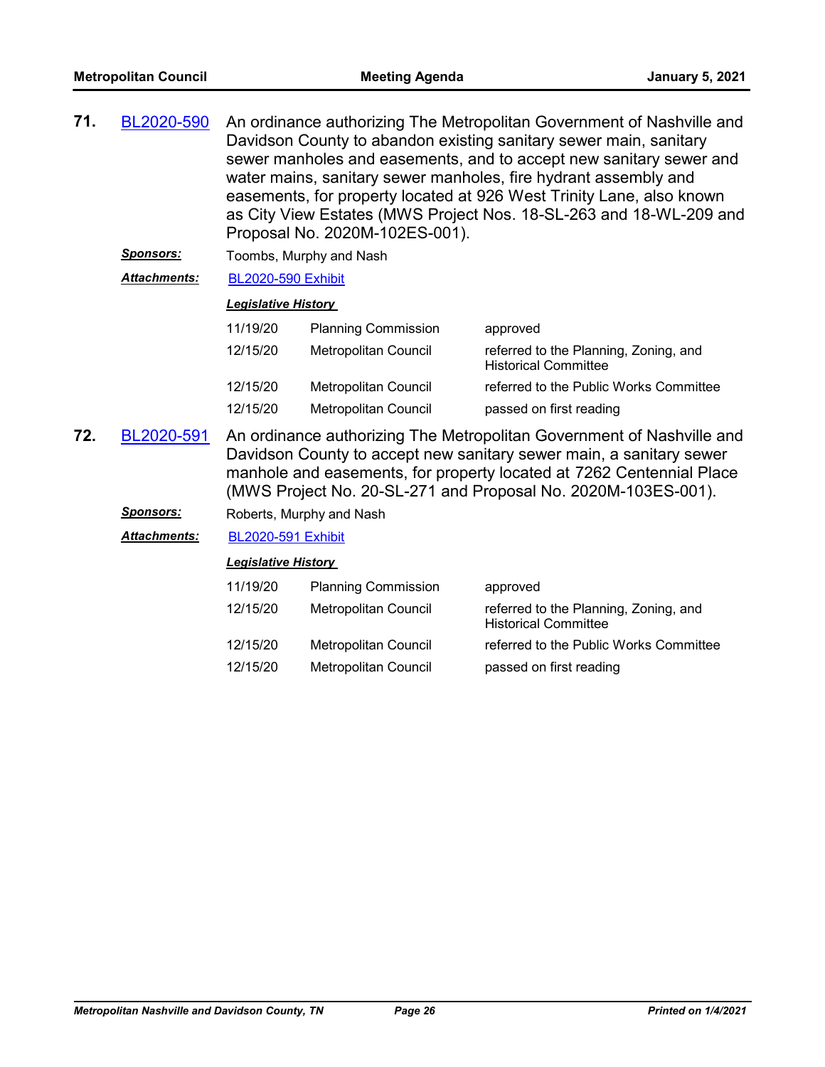**71.** BL2020-590 An ordinance authorizing The Metropolitan Government of Nashville and Davidson County to abandon existing sanitary sewer main, sanitary sewer manholes and easements, and to accept new sanitary sewer and water mains, sanitary sewer manholes, fire hydrant assembly and easements, for property located at 926 West Trinity Lane, also known as City View Estates (MWS Project Nos. 18-SL-263 and 18-WL-209 and Proposal No. 2020M-102ES-001).

***Sponsors:*** Toombs, Murphy and Nash

***Attachments:*** BL2020-590 Exhibit

***Legislative History***

| | | |
|---|---|---|
| 11/19/20 | Planning Commission | approved |
| 12/15/20 | Metropolitan Council | referred to the Planning, Zoning, and Historical Committee |
| 12/15/20 | Metropolitan Council | referred to the Public Works Committee |
| 12/15/20 | Metropolitan Council | passed on first reading |

**72.** BL2020-591 An ordinance authorizing The Metropolitan Government of Nashville and Davidson County to accept new sanitary sewer main, a sanitary sewer manhole and easements, for property located at 7262 Centennial Place (MWS Project No. 20-SL-271 and Proposal No. 2020M-103ES-001).

***Sponsors:*** Roberts, Murphy and Nash

***Attachments:*** BL2020-591 Exhibit

***Legislative History***

| | | |
|---|---|---|
| 11/19/20 | Planning Commission | approved |
| 12/15/20 | Metropolitan Council | referred to the Planning, Zoning, and Historical Committee |
| 12/15/20 | Metropolitan Council | referred to the Public Works Committee |
| 12/15/20 | Metropolitan Council | passed on first reading |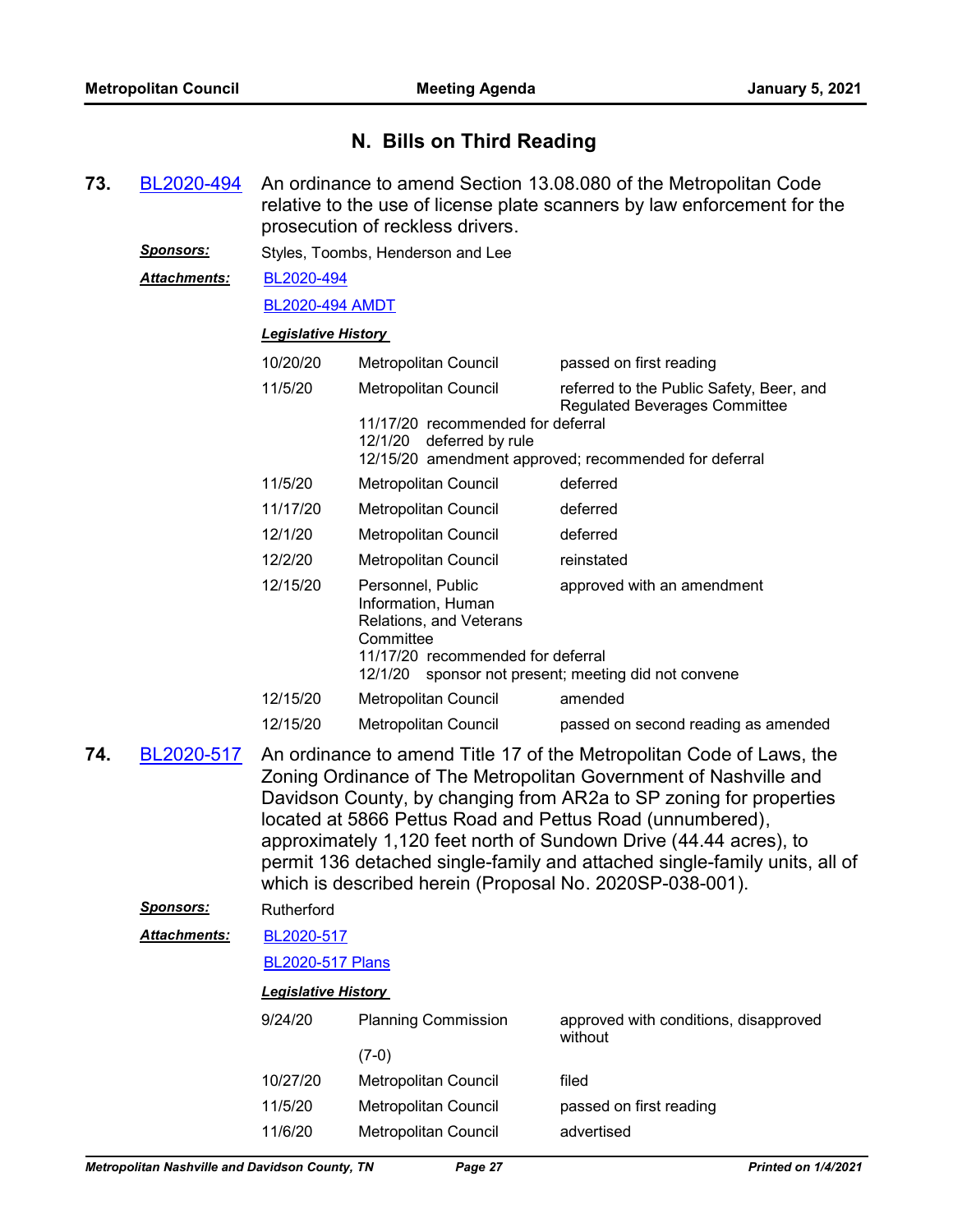## N. Bills on Third Reading

**73.** BL2020-494 An ordinance to amend Section 13.08.080 of the Metropolitan Code relative to the use of license plate scanners by law enforcement for the prosecution of reckless drivers.

***Sponsors:*** Styles, Toombs, Henderson and Lee

***Attachments:*** BL2020-494

BL2020-494 AMDT

***Legislative History***

| | | |
|---|---|---|
| 10/20/20 | Metropolitan Council | passed on first reading |
| 11/5/20 | Metropolitan Council | referred to the Public Safety, Beer, and Regulated Beverages Committee |
| | 11/17/20 recommended for deferral<br>12/1/20 deferred by rule<br>12/15/20 amendment approved; recommended for deferral | |
| 11/5/20 | Metropolitan Council | deferred |
| 11/17/20 | Metropolitan Council | deferred |
| 12/1/20 | Metropolitan Council | deferred |
| 12/2/20 | Metropolitan Council | reinstated |
| 12/15/20 | Personnel, Public Information, Human Relations, and Veterans Committee | approved with an amendment |
| | 11/17/20 recommended for deferral<br>12/1/20 sponsor not present; meeting did not convene | |
| 12/15/20 | Metropolitan Council | amended |
| 12/15/20 | Metropolitan Council | passed on second reading as amended |

**74.** BL2020-517 An ordinance to amend Title 17 of the Metropolitan Code of Laws, the Zoning Ordinance of The Metropolitan Government of Nashville and Davidson County, by changing from AR2a to SP zoning for properties located at 5866 Pettus Road and Pettus Road (unnumbered), approximately 1,120 feet north of Sundown Drive (44.44 acres), to permit 136 detached single-family and attached single-family units, all of which is described herein (Proposal No. 2020SP-038-001).

***Sponsors:*** Rutherford

***Attachments:*** BL2020-517

BL2020-517 Plans

***Legislative History***

| | | |
|---|---|---|
| 9/24/20 | Planning Commission<br>(7-0) | approved with conditions, disapproved without |
| 10/27/20 | Metropolitan Council | filed |
| 11/5/20 | Metropolitan Council | passed on first reading |
| 11/6/20 | Metropolitan Council | advertised |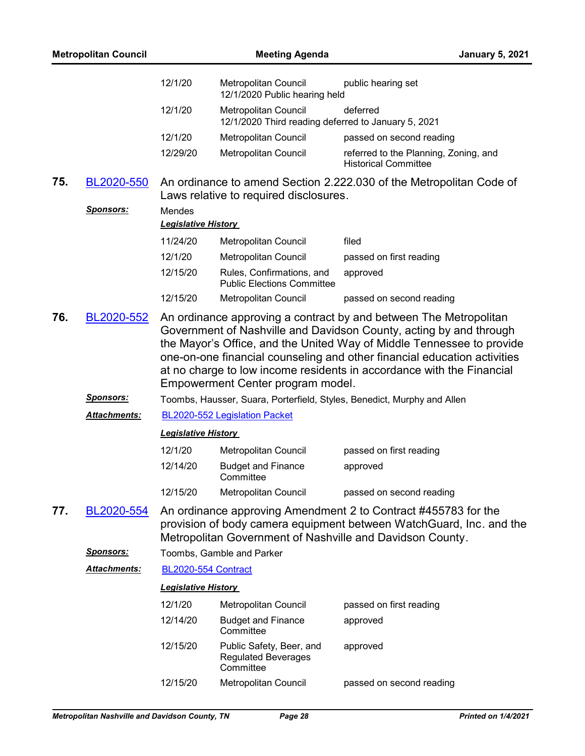| | | |
|---|---|---|
| 12/1/20 | Metropolitan Council<br>12/1/2020 Public hearing held | public hearing set |
| 12/1/20 | Metropolitan Council<br>12/1/2020 Third reading deferred to January 5, 2021 | deferred |
| 12/1/20 | Metropolitan Council | passed on second reading |
| 12/29/20 | Metropolitan Council | referred to the Planning, Zoning, and Historical Committee |

**75.** BL2020-550 An ordinance to amend Section 2.222.030 of the Metropolitan Code of Laws relative to required disclosures.

***Sponsors:*** Mendes

***Legislative History***

| | | |
|---|---|---|
| 11/24/20 | Metropolitan Council | filed |
| 12/1/20 | Metropolitan Council | passed on first reading |
| 12/15/20 | Rules, Confirmations, and Public Elections Committee | approved |
| 12/15/20 | Metropolitan Council | passed on second reading |

**76.** BL2020-552 An ordinance approving a contract by and between The Metropolitan Government of Nashville and Davidson County, acting by and through the Mayor's Office, and the United Way of Middle Tennessee to provide one-on-one financial counseling and other financial education activities at no charge to low income residents in accordance with the Financial Empowerment Center program model.

***Sponsors:*** Toombs, Hausser, Suara, Porterfield, Styles, Benedict, Murphy and Allen

***Attachments:*** BL2020-552 Legislation Packet

***Legislative History***

| | | |
|---|---|---|
| 12/1/20 | Metropolitan Council | passed on first reading |
| 12/14/20 | Budget and Finance Committee | approved |
| 12/15/20 | Metropolitan Council | passed on second reading |

**77.** BL2020-554 An ordinance approving Amendment 2 to Contract #455783 for the provision of body camera equipment between WatchGuard, Inc. and the Metropolitan Government of Nashville and Davidson County.

***Sponsors:*** Toombs, Gamble and Parker

***Attachments:*** BL2020-554 Contract

***Legislative History***

| | | |
|---|---|---|
| 12/1/20 | Metropolitan Council | passed on first reading |
| 12/14/20 | Budget and Finance Committee | approved |
| 12/15/20 | Public Safety, Beer, and Regulated Beverages Committee | approved |
| 12/15/20 | Metropolitan Council | passed on second reading |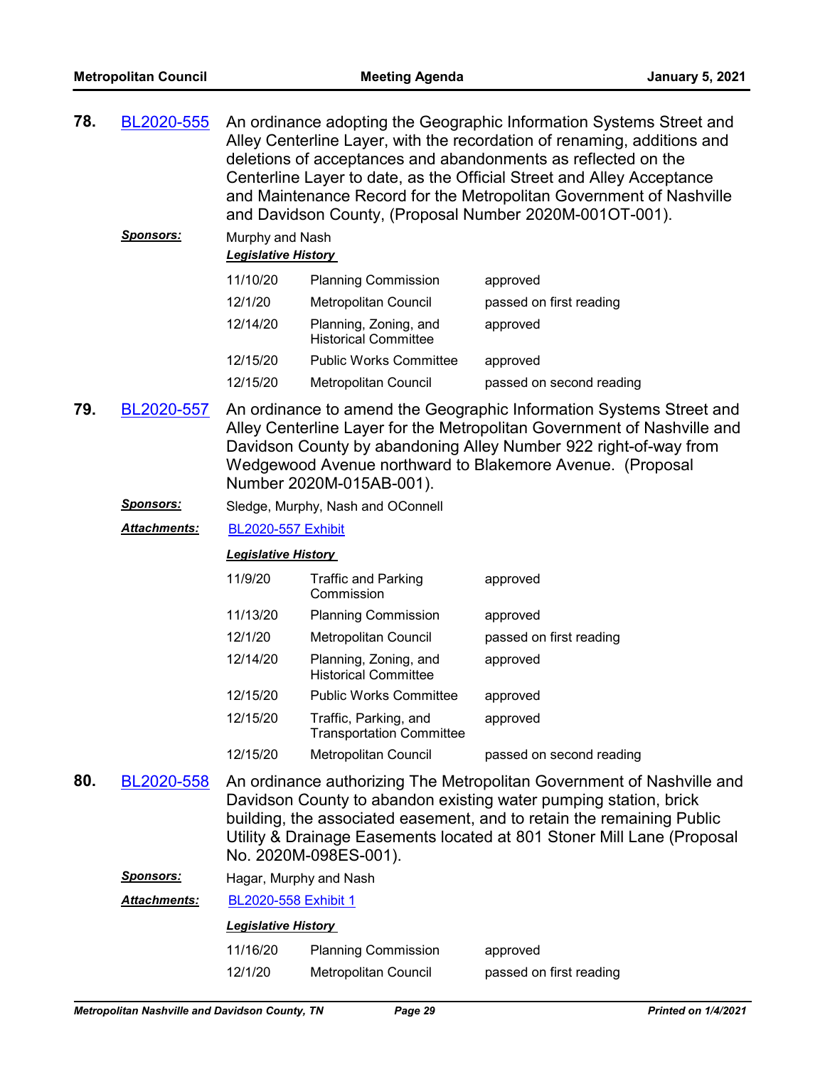**78.** BL2020-555 An ordinance adopting the Geographic Information Systems Street and Alley Centerline Layer, with the recordation of renaming, additions and deletions of acceptances and abandonments as reflected on the Centerline Layer to date, as the Official Street and Alley Acceptance and Maintenance Record for the Metropolitan Government of Nashville and Davidson County, (Proposal Number 2020M-001OT-001).

***Sponsors:*** Murphy and Nash

***Legislative History***

| | | |
|---|---|---|
| 11/10/20 | Planning Commission | approved |
| 12/1/20 | Metropolitan Council | passed on first reading |
| 12/14/20 | Planning, Zoning, and Historical Committee | approved |
| 12/15/20 | Public Works Committee | approved |
| 12/15/20 | Metropolitan Council | passed on second reading |

**79.** BL2020-557 An ordinance to amend the Geographic Information Systems Street and Alley Centerline Layer for the Metropolitan Government of Nashville and Davidson County by abandoning Alley Number 922 right-of-way from Wedgewood Avenue northward to Blakemore Avenue. (Proposal Number 2020M-015AB-001).

***Sponsors:*** Sledge, Murphy, Nash and OConnell

***Attachments:*** BL2020-557 Exhibit

***Legislative History***

| | | |
|---|---|---|
| 11/9/20 | Traffic and Parking Commission | approved |
| 11/13/20 | Planning Commission | approved |
| 12/1/20 | Metropolitan Council | passed on first reading |
| 12/14/20 | Planning, Zoning, and Historical Committee | approved |
| 12/15/20 | Public Works Committee | approved |
| 12/15/20 | Traffic, Parking, and Transportation Committee | approved |
| 12/15/20 | Metropolitan Council | passed on second reading |

**80.** BL2020-558 An ordinance authorizing The Metropolitan Government of Nashville and Davidson County to abandon existing water pumping station, brick building, the associated easement, and to retain the remaining Public Utility & Drainage Easements located at 801 Stoner Mill Lane (Proposal No. 2020M-098ES-001).

***Sponsors:*** Hagar, Murphy and Nash

***Attachments:*** BL2020-558 Exhibit 1

***Legislative History***

| | | |
|---|---|---|
| 11/16/20 | Planning Commission | approved |
| 12/1/20 | Metropolitan Council | passed on first reading |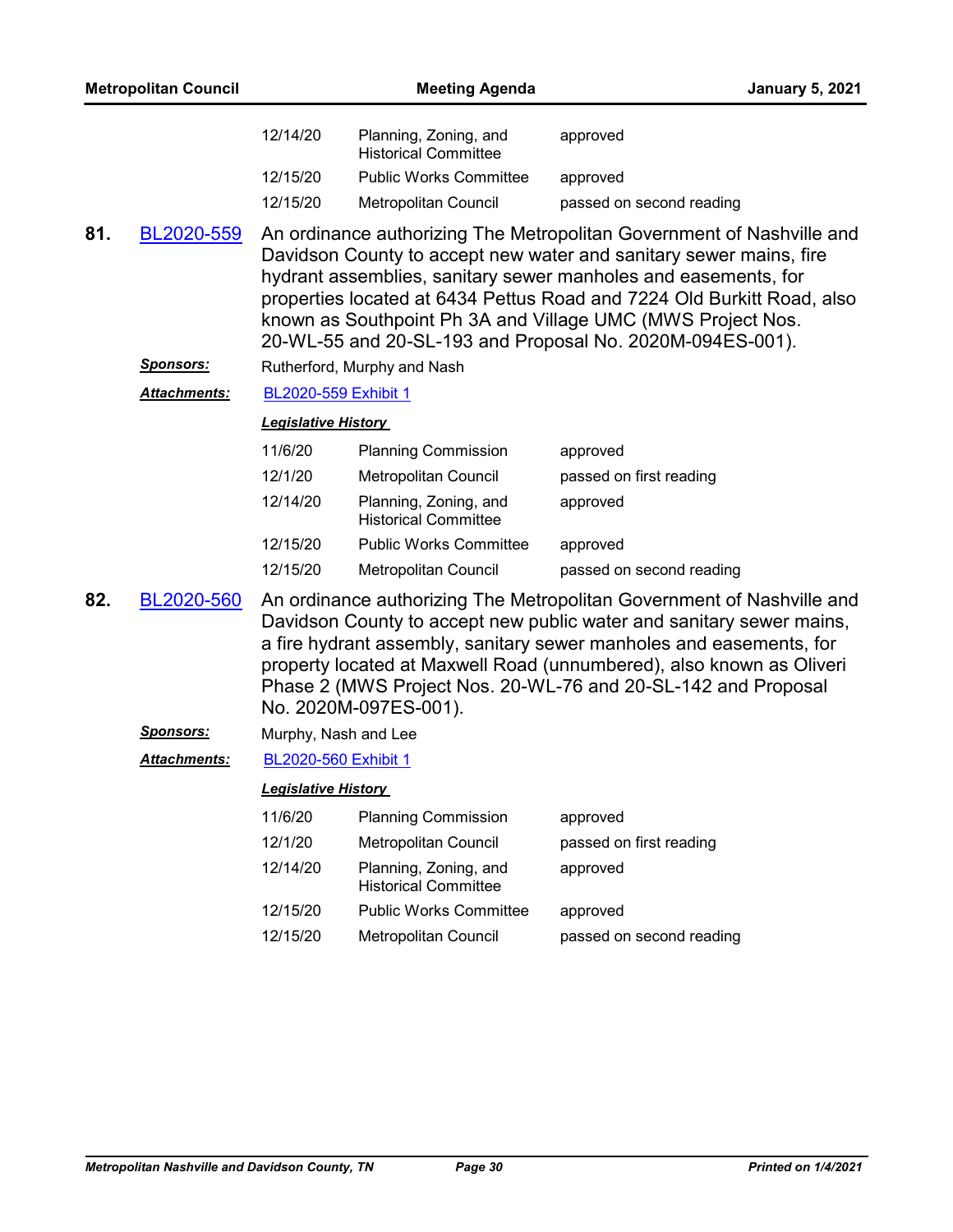| | | |
|---|---|---|
| 12/14/20 | Planning, Zoning, and Historical Committee | approved |
| 12/15/20 | Public Works Committee | approved |
| 12/15/20 | Metropolitan Council | passed on second reading |

**81.** BL2020-559 An ordinance authorizing The Metropolitan Government of Nashville and Davidson County to accept new water and sanitary sewer mains, fire hydrant assemblies, sanitary sewer manholes and easements, for properties located at 6434 Pettus Road and 7224 Old Burkitt Road, also known as Southpoint Ph 3A and Village UMC (MWS Project Nos. 20-WL-55 and 20-SL-193 and Proposal No. 2020M-094ES-001).

***Sponsors:*** Rutherford, Murphy and Nash

***Attachments:*** BL2020-559 Exhibit 1

***Legislative History***

| | | |
|---|---|---|
| 11/6/20 | Planning Commission | approved |
| 12/1/20 | Metropolitan Council | passed on first reading |
| 12/14/20 | Planning, Zoning, and Historical Committee | approved |
| 12/15/20 | Public Works Committee | approved |
| 12/15/20 | Metropolitan Council | passed on second reading |

**82.** BL2020-560 An ordinance authorizing The Metropolitan Government of Nashville and Davidson County to accept new public water and sanitary sewer mains, a fire hydrant assembly, sanitary sewer manholes and easements, for property located at Maxwell Road (unnumbered), also known as Oliveri Phase 2 (MWS Project Nos. 20-WL-76 and 20-SL-142 and Proposal No. 2020M-097ES-001).

***Sponsors:*** Murphy, Nash and Lee

***Attachments:*** BL2020-560 Exhibit 1

***Legislative History***

| | | |
|---|---|---|
| 11/6/20 | Planning Commission | approved |
| 12/1/20 | Metropolitan Council | passed on first reading |
| 12/14/20 | Planning, Zoning, and Historical Committee | approved |
| 12/15/20 | Public Works Committee | approved |
| 12/15/20 | Metropolitan Council | passed on second reading |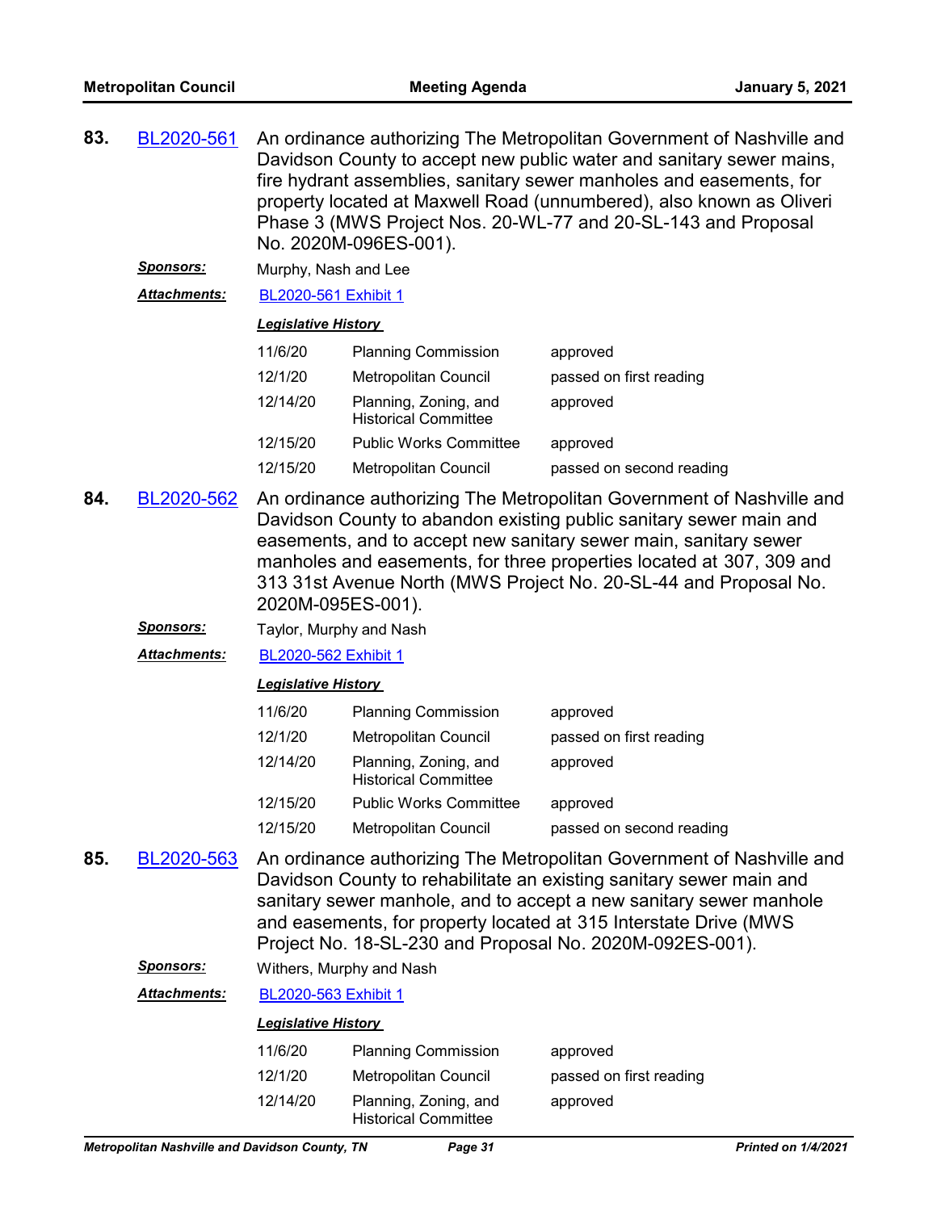**83.** BL2020-561 An ordinance authorizing The Metropolitan Government of Nashville and Davidson County to accept new public water and sanitary sewer mains, fire hydrant assemblies, sanitary sewer manholes and easements, for property located at Maxwell Road (unnumbered), also known as Oliveri Phase 3 (MWS Project Nos. 20-WL-77 and 20-SL-143 and Proposal No. 2020M-096ES-001).

***Sponsors:*** Murphy, Nash and Lee

***Attachments:*** BL2020-561 Exhibit 1

***Legislative History***

| | | |
|---|---|---|
| 11/6/20 | Planning Commission | approved |
| 12/1/20 | Metropolitan Council | passed on first reading |
| 12/14/20 | Planning, Zoning, and Historical Committee | approved |
| 12/15/20 | Public Works Committee | approved |
| 12/15/20 | Metropolitan Council | passed on second reading |

**84.** BL2020-562 An ordinance authorizing The Metropolitan Government of Nashville and Davidson County to abandon existing public sanitary sewer main and easements, and to accept new sanitary sewer main, sanitary sewer manholes and easements, for three properties located at 307, 309 and 313 31st Avenue North (MWS Project No. 20-SL-44 and Proposal No. 2020M-095ES-001).

***Sponsors:*** Taylor, Murphy and Nash

***Attachments:*** BL2020-562 Exhibit 1

***Legislative History***

| | | |
|---|---|---|
| 11/6/20 | Planning Commission | approved |
| 12/1/20 | Metropolitan Council | passed on first reading |
| 12/14/20 | Planning, Zoning, and Historical Committee | approved |
| 12/15/20 | Public Works Committee | approved |
| 12/15/20 | Metropolitan Council | passed on second reading |

**85.** BL2020-563 An ordinance authorizing The Metropolitan Government of Nashville and Davidson County to rehabilitate an existing sanitary sewer main and sanitary sewer manhole, and to accept a new sanitary sewer manhole and easements, for property located at 315 Interstate Drive (MWS Project No. 18-SL-230 and Proposal No. 2020M-092ES-001).

***Sponsors:*** Withers, Murphy and Nash

***Attachments:*** BL2020-563 Exhibit 1

***Legislative History***

| | | |
|---|---|---|
| 11/6/20 | Planning Commission | approved |
| 12/1/20 | Metropolitan Council | passed on first reading |
| 12/14/20 | Planning, Zoning, and Historical Committee | approved |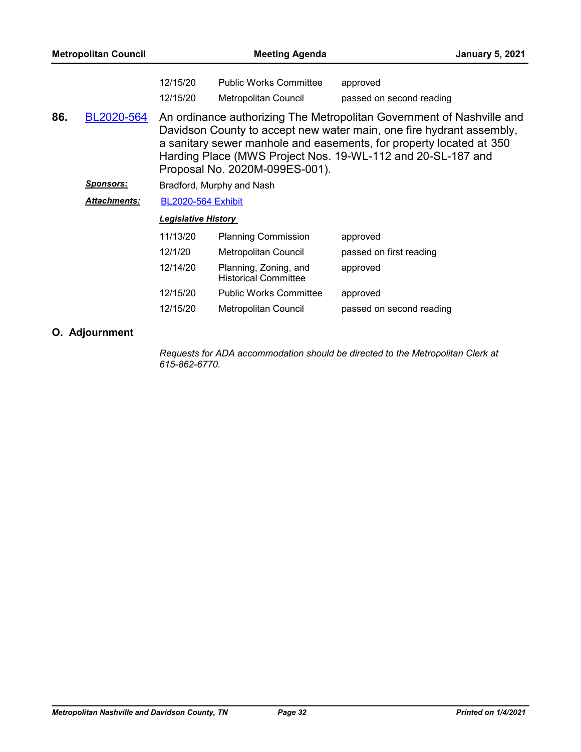| | | |
|---|---|---|
| 12/15/20 | Public Works Committee | approved |
| 12/15/20 | Metropolitan Council | passed on second reading |

**86.** BL2020-564 An ordinance authorizing The Metropolitan Government of Nashville and Davidson County to accept new water main, one fire hydrant assembly, a sanitary sewer manhole and easements, for property located at 350 Harding Place (MWS Project Nos. 19-WL-112 and 20-SL-187 and Proposal No. 2020M-099ES-001).

***Sponsors:*** Bradford, Murphy and Nash

***Attachments:*** BL2020-564 Exhibit

***Legislative History***

| | | |
|---|---|---|
| 11/13/20 | Planning Commission | approved |
| 12/1/20 | Metropolitan Council | passed on first reading |
| 12/14/20 | Planning, Zoning, and Historical Committee | approved |
| 12/15/20 | Public Works Committee | approved |
| 12/15/20 | Metropolitan Council | passed on second reading |

## O. Adjournment

*Requests for ADA accommodation should be directed to the Metropolitan Clerk at 615-862-6770.*